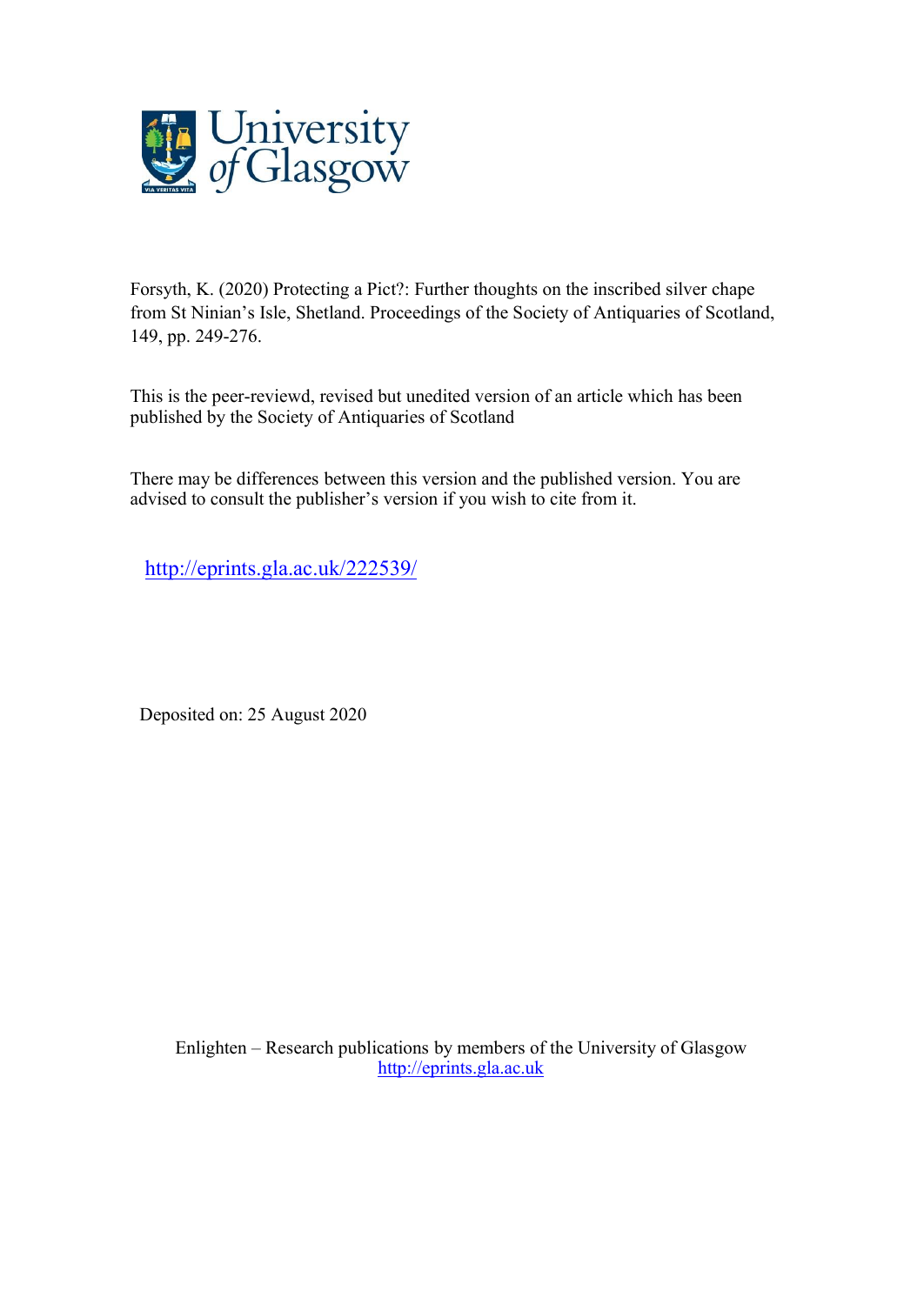University of Glasgow

Forsyth, K. (2020) Protecting a Pict?: Further thoughts on the inscribed silver chape from St Ninian's Isle, Shetland. Proceedings of the Society of Antiquaries of Scotland, 149, pp. 249-276.

This is the peer-reviewd, revised but unedited version of an article which has been published by the Society of Antiquaries of Scotland

There may be differences between this version and the published version. You are advised to consult the publisher's version if you wish to cite from it.

http://eprints.gla.ac.uk/222539/

Deposited on: 25 August 2020

Enlighten – Research publications by members of the University of Glasgow
http://eprints.gla.ac.uk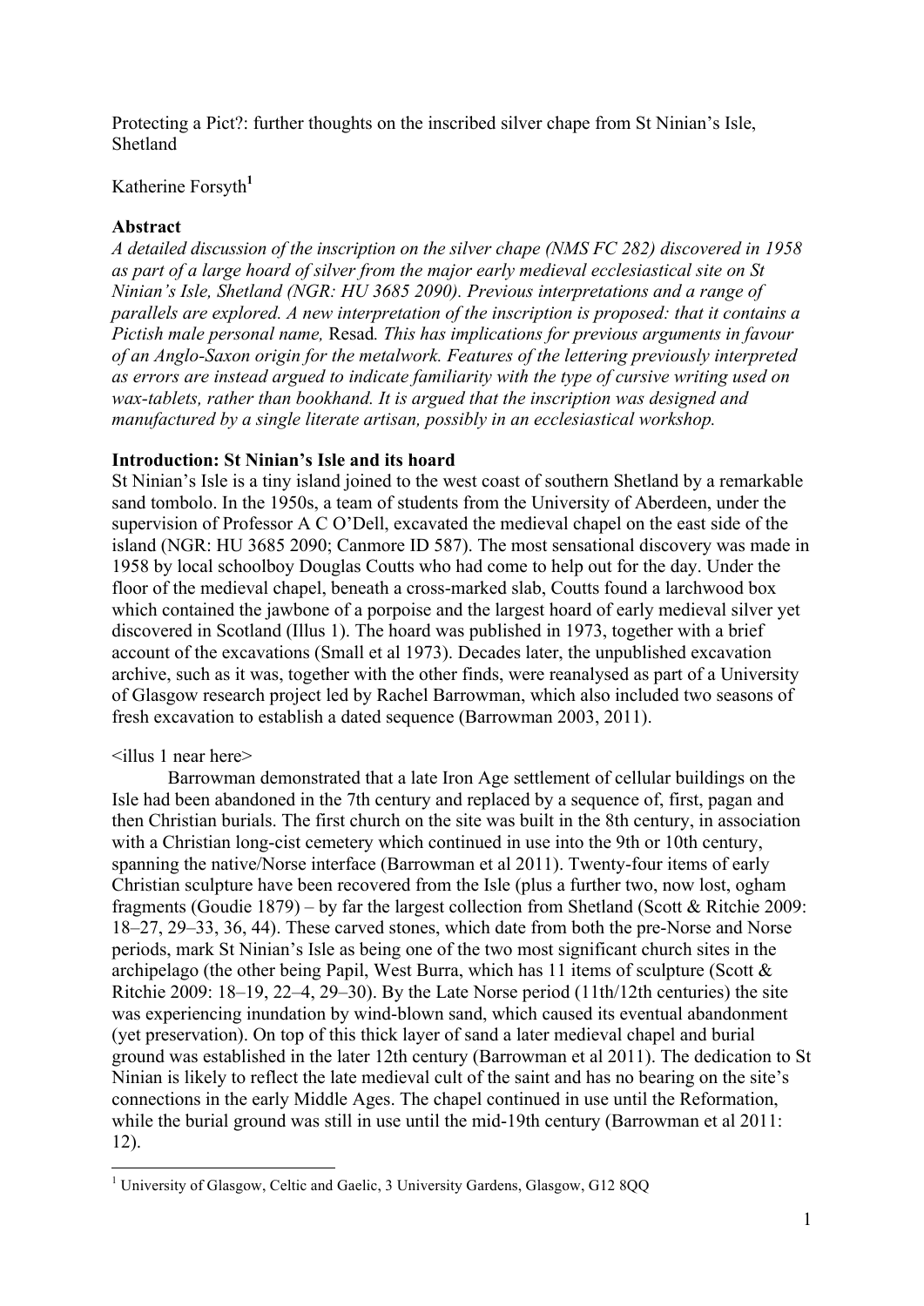Protecting a Pict?: further thoughts on the inscribed silver chape from St Ninian's Isle, Shetland

Katherine Forsyth[1]

**Abstract**

*A detailed discussion of the inscription on the silver chape (NMS FC 282) discovered in 1958 as part of a large hoard of silver from the major early medieval ecclesiastical site on St Ninian's Isle, Shetland (NGR: HU 3685 2090). Previous interpretations and a range of parallels are explored. A new interpretation of the inscription is proposed: that it contains a Pictish male personal name,* Resad*. This has implications for previous arguments in favour of an Anglo-Saxon origin for the metalwork. Features of the lettering previously interpreted as errors are instead argued to indicate familiarity with the type of cursive writing used on wax-tablets, rather than bookhand. It is argued that the inscription was designed and manufactured by a single literate artisan, possibly in an ecclesiastical workshop.*

**Introduction: St Ninian's Isle and its hoard**

St Ninian's Isle is a tiny island joined to the west coast of southern Shetland by a remarkable sand tombolo. In the 1950s, a team of students from the University of Aberdeen, under the supervision of Professor A C O'Dell, excavated the medieval chapel on the east side of the island (NGR: HU 3685 2090; Canmore ID 587). The most sensational discovery was made in 1958 by local schoolboy Douglas Coutts who had come to help out for the day. Under the floor of the medieval chapel, beneath a cross-marked slab, Coutts found a larchwood box which contained the jawbone of a porpoise and the largest hoard of early medieval silver yet discovered in Scotland (Illus 1). The hoard was published in 1973, together with a brief account of the excavations (Small et al 1973). Decades later, the unpublished excavation archive, such as it was, together with the other finds, were reanalysed as part of a University of Glasgow research project led by Rachel Barrowman, which also included two seasons of fresh excavation to establish a dated sequence (Barrowman 2003, 2011).

<illus 1 near here>

Barrowman demonstrated that a late Iron Age settlement of cellular buildings on the Isle had been abandoned in the 7th century and replaced by a sequence of, first, pagan and then Christian burials. The first church on the site was built in the 8th century, in association with a Christian long-cist cemetery which continued in use into the 9th or 10th century, spanning the native/Norse interface (Barrowman et al 2011). Twenty-four items of early Christian sculpture have been recovered from the Isle (plus a further two, now lost, ogham fragments (Goudie 1879) – by far the largest collection from Shetland (Scott & Ritchie 2009: 18–27, 29–33, 36, 44). These carved stones, which date from both the pre-Norse and Norse periods, mark St Ninian's Isle as being one of the two most significant church sites in the archipelago (the other being Papil, West Burra, which has 11 items of sculpture (Scott & Ritchie 2009: 18–19, 22–4, 29–30). By the Late Norse period (11th/12th centuries) the site was experiencing inundation by wind-blown sand, which caused its eventual abandonment (yet preservation). On top of this thick layer of sand a later medieval chapel and burial ground was established in the later 12th century (Barrowman et al 2011). The dedication to St Ninian is likely to reflect the late medieval cult of the saint and has no bearing on the site's connections in the early Middle Ages. The chapel continued in use until the Reformation, while the burial ground was still in use until the mid-19th century (Barrowman et al 2011: 12).

[1] University of Glasgow, Celtic and Gaelic, 3 University Gardens, Glasgow, G12 8QQ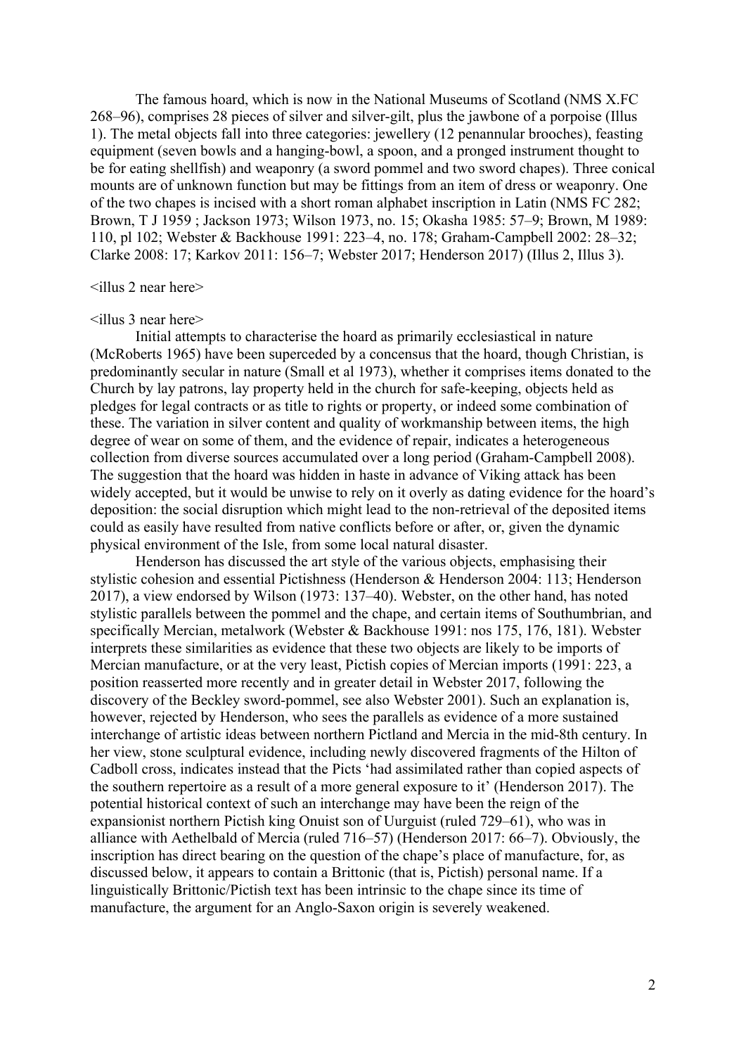The famous hoard, which is now in the National Museums of Scotland (NMS X.FC 268–96), comprises 28 pieces of silver and silver-gilt, plus the jawbone of a porpoise (Illus 1). The metal objects fall into three categories: jewellery (12 penannular brooches), feasting equipment (seven bowls and a hanging-bowl, a spoon, and a pronged instrument thought to be for eating shellfish) and weaponry (a sword pommel and two sword chapes). Three conical mounts are of unknown function but may be fittings from an item of dress or weaponry. One of the two chapes is incised with a short roman alphabet inscription in Latin (NMS FC 282; Brown, T J 1959 ; Jackson 1973; Wilson 1973, no. 15; Okasha 1985: 57–9; Brown, M 1989: 110, pl 102; Webster & Backhouse 1991: 223–4, no. 178; Graham-Campbell 2002: 28–32; Clarke 2008: 17; Karkov 2011: 156–7; Webster 2017; Henderson 2017) (Illus 2, Illus 3).

<illus 2 near here>

<illus 3 near here>

Initial attempts to characterise the hoard as primarily ecclesiastical in nature (McRoberts 1965) have been superceded by a concensus that the hoard, though Christian, is predominantly secular in nature (Small et al 1973), whether it comprises items donated to the Church by lay patrons, lay property held in the church for safe-keeping, objects held as pledges for legal contracts or as title to rights or property, or indeed some combination of these. The variation in silver content and quality of workmanship between items, the high degree of wear on some of them, and the evidence of repair, indicates a heterogeneous collection from diverse sources accumulated over a long period (Graham-Campbell 2008). The suggestion that the hoard was hidden in haste in advance of Viking attack has been widely accepted, but it would be unwise to rely on it overly as dating evidence for the hoard's deposition: the social disruption which might lead to the non-retrieval of the deposited items could as easily have resulted from native conflicts before or after, or, given the dynamic physical environment of the Isle, from some local natural disaster.

Henderson has discussed the art style of the various objects, emphasising their stylistic cohesion and essential Pictishness (Henderson & Henderson 2004: 113; Henderson 2017), a view endorsed by Wilson (1973: 137–40). Webster, on the other hand, has noted stylistic parallels between the pommel and the chape, and certain items of Southumbrian, and specifically Mercian, metalwork (Webster & Backhouse 1991: nos 175, 176, 181). Webster interprets these similarities as evidence that these two objects are likely to be imports of Mercian manufacture, or at the very least, Pictish copies of Mercian imports (1991: 223, a position reasserted more recently and in greater detail in Webster 2017, following the discovery of the Beckley sword-pommel, see also Webster 2001). Such an explanation is, however, rejected by Henderson, who sees the parallels as evidence of a more sustained interchange of artistic ideas between northern Pictland and Mercia in the mid-8th century. In her view, stone sculptural evidence, including newly discovered fragments of the Hilton of Cadboll cross, indicates instead that the Picts 'had assimilated rather than copied aspects of the southern repertoire as a result of a more general exposure to it' (Henderson 2017). The potential historical context of such an interchange may have been the reign of the expansionist northern Pictish king Onuist son of Uurguist (ruled 729–61), who was in alliance with Aethelbald of Mercia (ruled 716–57) (Henderson 2017: 66–7). Obviously, the inscription has direct bearing on the question of the chape's place of manufacture, for, as discussed below, it appears to contain a Brittonic (that is, Pictish) personal name. If a linguistically Brittonic/Pictish text has been intrinsic to the chape since its time of manufacture, the argument for an Anglo-Saxon origin is severely weakened.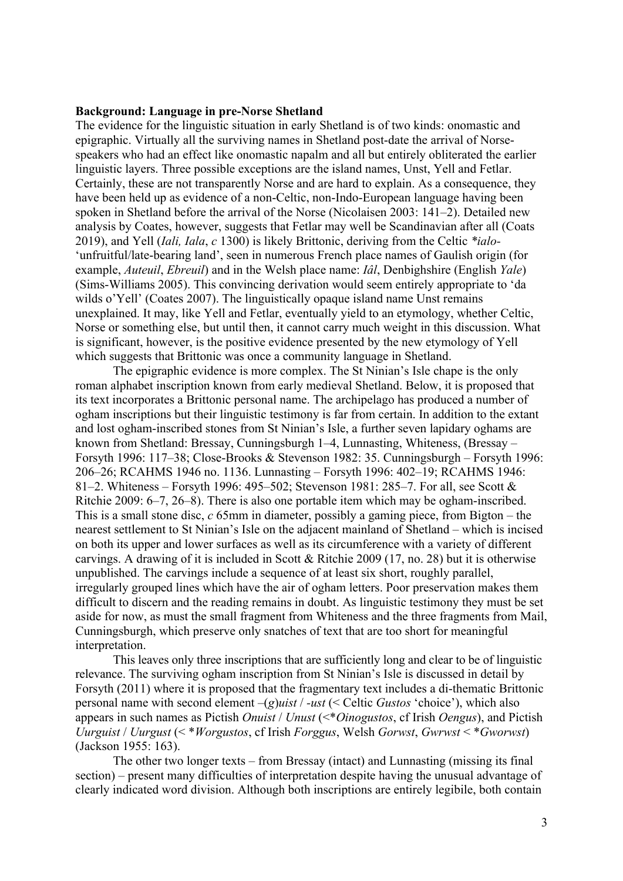**Background: Language in pre-Norse Shetland**

The evidence for the linguistic situation in early Shetland is of two kinds: onomastic and epigraphic. Virtually all the surviving names in Shetland post-date the arrival of Norse-speakers who had an effect like onomastic napalm and all but entirely obliterated the earlier linguistic layers. Three possible exceptions are the island names, Unst, Yell and Fetlar. Certainly, these are not transparently Norse and are hard to explain. As a consequence, they have been held up as evidence of a non-Celtic, non-Indo-European language having been spoken in Shetland before the arrival of the Norse (Nicolaisen 2003: 141–2). Detailed new analysis by Coates, however, suggests that Fetlar may well be Scandinavian after all (Coats 2019), and Yell (*Iali, Iala*, *c* 1300) is likely Brittonic, deriving from the Celtic *\*ialo-* 'unfruitful/late-bearing land', seen in numerous French place names of Gaulish origin (for example, *Auteuil*, *Ebreuil*) and in the Welsh place name: *Iâl*, Denbighshire (English *Yale*) (Sims-Williams 2005). This convincing derivation would seem entirely appropriate to 'da wilds o'Yell' (Coates 2007). The linguistically opaque island name Unst remains unexplained. It may, like Yell and Fetlar, eventually yield to an etymology, whether Celtic, Norse or something else, but until then, it cannot carry much weight in this discussion. What is significant, however, is the positive evidence presented by the new etymology of Yell which suggests that Brittonic was once a community language in Shetland.

The epigraphic evidence is more complex. The St Ninian's Isle chape is the only roman alphabet inscription known from early medieval Shetland. Below, it is proposed that its text incorporates a Brittonic personal name. The archipelago has produced a number of ogham inscriptions but their linguistic testimony is far from certain. In addition to the extant and lost ogham-inscribed stones from St Ninian's Isle, a further seven lapidary oghams are known from Shetland: Bressay, Cunningsburgh 1–4, Lunnasting, Whiteness, (Bressay – Forsyth 1996: 117–38; Close-Brooks & Stevenson 1982: 35. Cunningsburgh – Forsyth 1996: 206–26; RCAHMS 1946 no. 1136. Lunnasting – Forsyth 1996: 402–19; RCAHMS 1946: 81–2. Whiteness – Forsyth 1996: 495–502; Stevenson 1981: 285–7. For all, see Scott & Ritchie 2009: 6–7, 26–8). There is also one portable item which may be ogham-inscribed. This is a small stone disc, *c* 65mm in diameter, possibly a gaming piece, from Bigton – the nearest settlement to St Ninian's Isle on the adjacent mainland of Shetland – which is incised on both its upper and lower surfaces as well as its circumference with a variety of different carvings. A drawing of it is included in Scott & Ritchie 2009 (17, no. 28) but it is otherwise unpublished. The carvings include a sequence of at least six short, roughly parallel, irregularly grouped lines which have the air of ogham letters. Poor preservation makes them difficult to discern and the reading remains in doubt. As linguistic testimony they must be set aside for now, as must the small fragment from Whiteness and the three fragments from Mail, Cunningsburgh, which preserve only snatches of text that are too short for meaningful interpretation.

This leaves only three inscriptions that are sufficiently long and clear to be of linguistic relevance. The surviving ogham inscription from St Ninian's Isle is discussed in detail by Forsyth (2011) where it is proposed that the fragmentary text includes a di-thematic Brittonic personal name with second element –(*g*)*uist* / *-ust* (< Celtic *Gustos* 'choice'), which also appears in such names as Pictish *Onuist* / *Unust* (<\**Oinogustos*, cf Irish *Oengus*), and Pictish *Uurguist* / *Uurgust* (< \**Worgustos*, cf Irish *Forggus*, Welsh *Gorwst*, *Gwrwst* < \**Gworwst*) (Jackson 1955: 163).

The other two longer texts – from Bressay (intact) and Lunnasting (missing its final section) – present many difficulties of interpretation despite having the unusual advantage of clearly indicated word division. Although both inscriptions are entirely legibile, both contain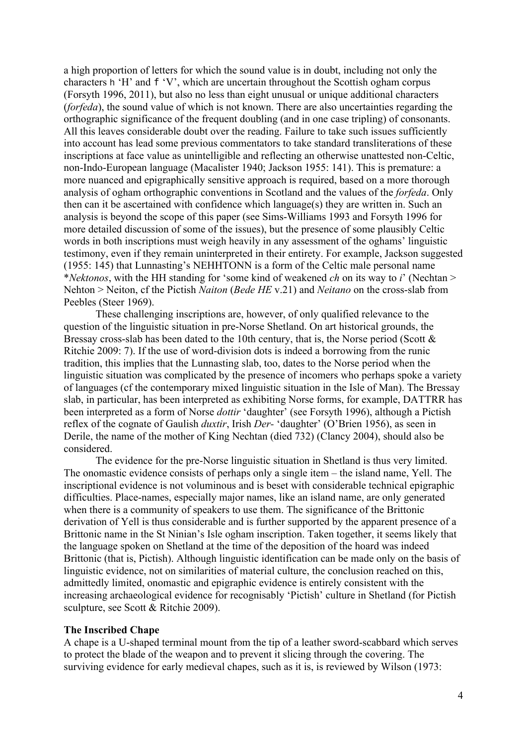a high proportion of letters for which the sound value is in doubt, including not only the characters h 'H' and f 'V', which are uncertain throughout the Scottish ogham corpus (Forsyth 1996, 2011), but also no less than eight unusual or unique additional characters (*forfeda*), the sound value of which is not known. There are also uncertainties regarding the orthographic significance of the frequent doubling (and in one case tripling) of consonants. All this leaves considerable doubt over the reading. Failure to take such issues sufficiently into account has lead some previous commentators to take standard transliterations of these inscriptions at face value as unintelligible and reflecting an otherwise unattested non-Celtic, non-Indo-European language (Macalister 1940; Jackson 1955: 141). This is premature: a more nuanced and epigraphically sensitive approach is required, based on a more thorough analysis of ogham orthographic conventions in Scotland and the values of the *forfeda*. Only then can it be ascertained with confidence which language(s) they are written in. Such an analysis is beyond the scope of this paper (see Sims-Williams 1993 and Forsyth 1996 for more detailed discussion of some of the issues), but the presence of some plausibly Celtic words in both inscriptions must weigh heavily in any assessment of the oghams' linguistic testimony, even if they remain uninterpreted in their entirety. For example, Jackson suggested (1955: 145) that Lunnasting's NEHHTONN is a form of the Celtic male personal name \**Nektonos*, with the HH standing for 'some kind of weakened *ch* on its way to *i*' (Nechtan > Nehton > Neiton, cf the Pictish *Naiton* (*Bede HE* v.21) and *Neitano* on the cross-slab from Peebles (Steer 1969).

These challenging inscriptions are, however, of only qualified relevance to the question of the linguistic situation in pre-Norse Shetland. On art historical grounds, the Bressay cross-slab has been dated to the 10th century, that is, the Norse period (Scott & Ritchie 2009: 7). If the use of word-division dots is indeed a borrowing from the runic tradition, this implies that the Lunnasting slab, too, dates to the Norse period when the linguistic situation was complicated by the presence of incomers who perhaps spoke a variety of languages (cf the contemporary mixed linguistic situation in the Isle of Man). The Bressay slab, in particular, has been interpreted as exhibiting Norse forms, for example, DATTRR has been interpreted as a form of Norse *dottir* 'daughter' (see Forsyth 1996), although a Pictish reflex of the cognate of Gaulish *duxtir*, Irish *Der-* 'daughter' (O'Brien 1956), as seen in Derile, the name of the mother of King Nechtan (died 732) (Clancy 2004), should also be considered.

The evidence for the pre-Norse linguistic situation in Shetland is thus very limited. The onomastic evidence consists of perhaps only a single item – the island name, Yell. The inscriptional evidence is not voluminous and is beset with considerable technical epigraphic difficulties. Place-names, especially major names, like an island name, are only generated when there is a community of speakers to use them. The significance of the Brittonic derivation of Yell is thus considerable and is further supported by the apparent presence of a Brittonic name in the St Ninian's Isle ogham inscription. Taken together, it seems likely that the language spoken on Shetland at the time of the deposition of the hoard was indeed Brittonic (that is, Pictish). Although linguistic identification can be made only on the basis of linguistic evidence, not on similarities of material culture, the conclusion reached on this, admittedly limited, onomastic and epigraphic evidence is entirely consistent with the increasing archaeological evidence for recognisably 'Pictish' culture in Shetland (for Pictish sculpture, see Scott & Ritchie 2009).

## The Inscribed Chape

A chape is a U-shaped terminal mount from the tip of a leather sword-scabbard which serves to protect the blade of the weapon and to prevent it slicing through the covering. The surviving evidence for early medieval chapes, such as it is, is reviewed by Wilson (1973: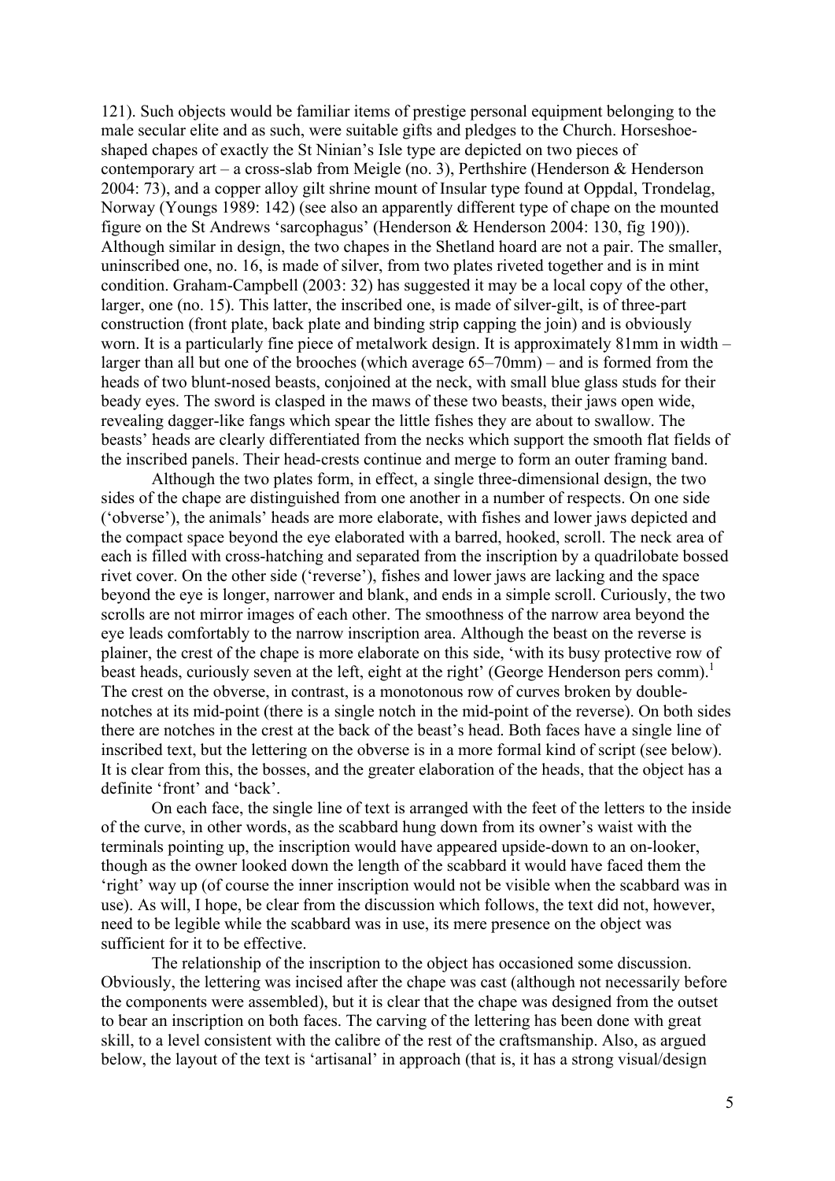121). Such objects would be familiar items of prestige personal equipment belonging to the male secular elite and as such, were suitable gifts and pledges to the Church. Horseshoe-shaped chapes of exactly the St Ninian's Isle type are depicted on two pieces of contemporary art – a cross-slab from Meigle (no. 3), Perthshire (Henderson & Henderson 2004: 73), and a copper alloy gilt shrine mount of Insular type found at Oppdal, Trondelag, Norway (Youngs 1989: 142) (see also an apparently different type of chape on the mounted figure on the St Andrews 'sarcophagus' (Henderson & Henderson 2004: 130, fig 190)). Although similar in design, the two chapes in the Shetland hoard are not a pair. The smaller, uninscribed one, no. 16, is made of silver, from two plates riveted together and is in mint condition. Graham-Campbell (2003: 32) has suggested it may be a local copy of the other, larger, one (no. 15). This latter, the inscribed one, is made of silver-gilt, is of three-part construction (front plate, back plate and binding strip capping the join) and is obviously worn. It is a particularly fine piece of metalwork design. It is approximately 81mm in width – larger than all but one of the brooches (which average 65–70mm) – and is formed from the heads of two blunt-nosed beasts, conjoined at the neck, with small blue glass studs for their beady eyes. The sword is clasped in the maws of these two beasts, their jaws open wide, revealing dagger-like fangs which spear the little fishes they are about to swallow. The beasts' heads are clearly differentiated from the necks which support the smooth flat fields of the inscribed panels. Their head-crests continue and merge to form an outer framing band.

Although the two plates form, in effect, a single three-dimensional design, the two sides of the chape are distinguished from one another in a number of respects. On one side ('obverse'), the animals' heads are more elaborate, with fishes and lower jaws depicted and the compact space beyond the eye elaborated with a barred, hooked, scroll. The neck area of each is filled with cross-hatching and separated from the inscription by a quadrilobate bossed rivet cover. On the other side ('reverse'), fishes and lower jaws are lacking and the space beyond the eye is longer, narrower and blank, and ends in a simple scroll. Curiously, the two scrolls are not mirror images of each other. The smoothness of the narrow area beyond the eye leads comfortably to the narrow inscription area. Although the beast on the reverse is plainer, the crest of the chape is more elaborate on this side, 'with its busy protective row of beast heads, curiously seven at the left, eight at the right' (George Henderson pers comm).[1] The crest on the obverse, in contrast, is a monotonous row of curves broken by double-notches at its mid-point (there is a single notch in the mid-point of the reverse). On both sides there are notches in the crest at the back of the beast's head. Both faces have a single line of inscribed text, but the lettering on the obverse is in a more formal kind of script (see below). It is clear from this, the bosses, and the greater elaboration of the heads, that the object has a definite 'front' and 'back'.

On each face, the single line of text is arranged with the feet of the letters to the inside of the curve, in other words, as the scabbard hung down from its owner's waist with the terminals pointing up, the inscription would have appeared upside-down to an on-looker, though as the owner looked down the length of the scabbard it would have faced them the 'right' way up (of course the inner inscription would not be visible when the scabbard was in use). As will, I hope, be clear from the discussion which follows, the text did not, however, need to be legible while the scabbard was in use, its mere presence on the object was sufficient for it to be effective.

The relationship of the inscription to the object has occasioned some discussion. Obviously, the lettering was incised after the chape was cast (although not necessarily before the components were assembled), but it is clear that the chape was designed from the outset to bear an inscription on both faces. The carving of the lettering has been done with great skill, to a level consistent with the calibre of the rest of the craftsmanship. Also, as argued below, the layout of the text is 'artisanal' in approach (that is, it has a strong visual/design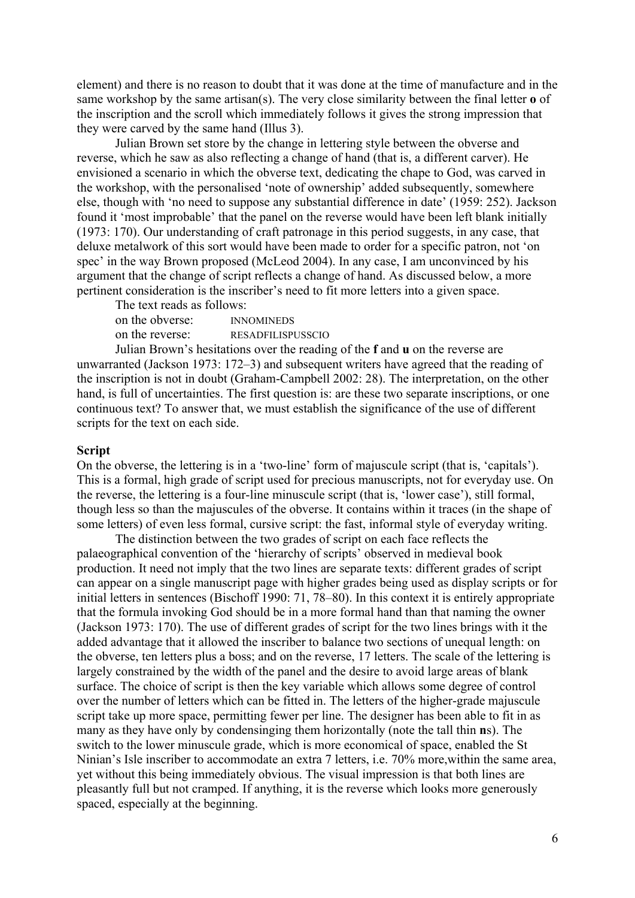element) and there is no reason to doubt that it was done at the time of manufacture and in the same workshop by the same artisan(s). The very close similarity between the final letter **o** of the inscription and the scroll which immediately follows it gives the strong impression that they were carved by the same hand (Illus 3).

Julian Brown set store by the change in lettering style between the obverse and reverse, which he saw as also reflecting a change of hand (that is, a different carver). He envisioned a scenario in which the obverse text, dedicating the chape to God, was carved in the workshop, with the personalised 'note of ownership' added subsequently, somewhere else, though with 'no need to suppose any substantial difference in date' (1959: 252). Jackson found it 'most improbable' that the panel on the reverse would have been left blank initially (1973: 170). Our understanding of craft patronage in this period suggests, in any case, that deluxe metalwork of this sort would have been made to order for a specific patron, not 'on spec' in the way Brown proposed (McLeod 2004). In any case, I am unconvinced by his argument that the change of script reflects a change of hand. As discussed below, a more pertinent consideration is the inscriber's need to fit more letters into a given space.

The text reads as follows:

on the obverse: INNOMINEDS

on the reverse: RESADFILISPUSSCIO

Julian Brown's hesitations over the reading of the **f** and **u** on the reverse are unwarranted (Jackson 1973: 172–3) and subsequent writers have agreed that the reading of the inscription is not in doubt (Graham-Campbell 2002: 28). The interpretation, on the other hand, is full of uncertainties. The first question is: are these two separate inscriptions, or one continuous text? To answer that, we must establish the significance of the use of different scripts for the text on each side.

## Script

On the obverse, the lettering is in a 'two-line' form of majuscule script (that is, 'capitals'). This is a formal, high grade of script used for precious manuscripts, not for everyday use. On the reverse, the lettering is a four-line minuscule script (that is, 'lower case'), still formal, though less so than the majuscules of the obverse. It contains within it traces (in the shape of some letters) of even less formal, cursive script: the fast, informal style of everyday writing.

The distinction between the two grades of script on each face reflects the palaeographical convention of the 'hierarchy of scripts' observed in medieval book production. It need not imply that the two lines are separate texts: different grades of script can appear on a single manuscript page with higher grades being used as display scripts or for initial letters in sentences (Bischoff 1990: 71, 78–80). In this context it is entirely appropriate that the formula invoking God should be in a more formal hand than that naming the owner (Jackson 1973: 170). The use of different grades of script for the two lines brings with it the added advantage that it allowed the inscriber to balance two sections of unequal length: on the obverse, ten letters plus a boss; and on the reverse, 17 letters. The scale of the lettering is largely constrained by the width of the panel and the desire to avoid large areas of blank surface. The choice of script is then the key variable which allows some degree of control over the number of letters which can be fitted in. The letters of the higher-grade majuscule script take up more space, permitting fewer per line. The designer has been able to fit in as many as they have only by condensinging them horizontally (note the tall thin **n**s). The switch to the lower minuscule grade, which is more economical of space, enabled the St Ninian's Isle inscriber to accommodate an extra 7 letters, i.e. 70% more,within the same area, yet without this being immediately obvious. The visual impression is that both lines are pleasantly full but not cramped. If anything, it is the reverse which looks more generously spaced, especially at the beginning.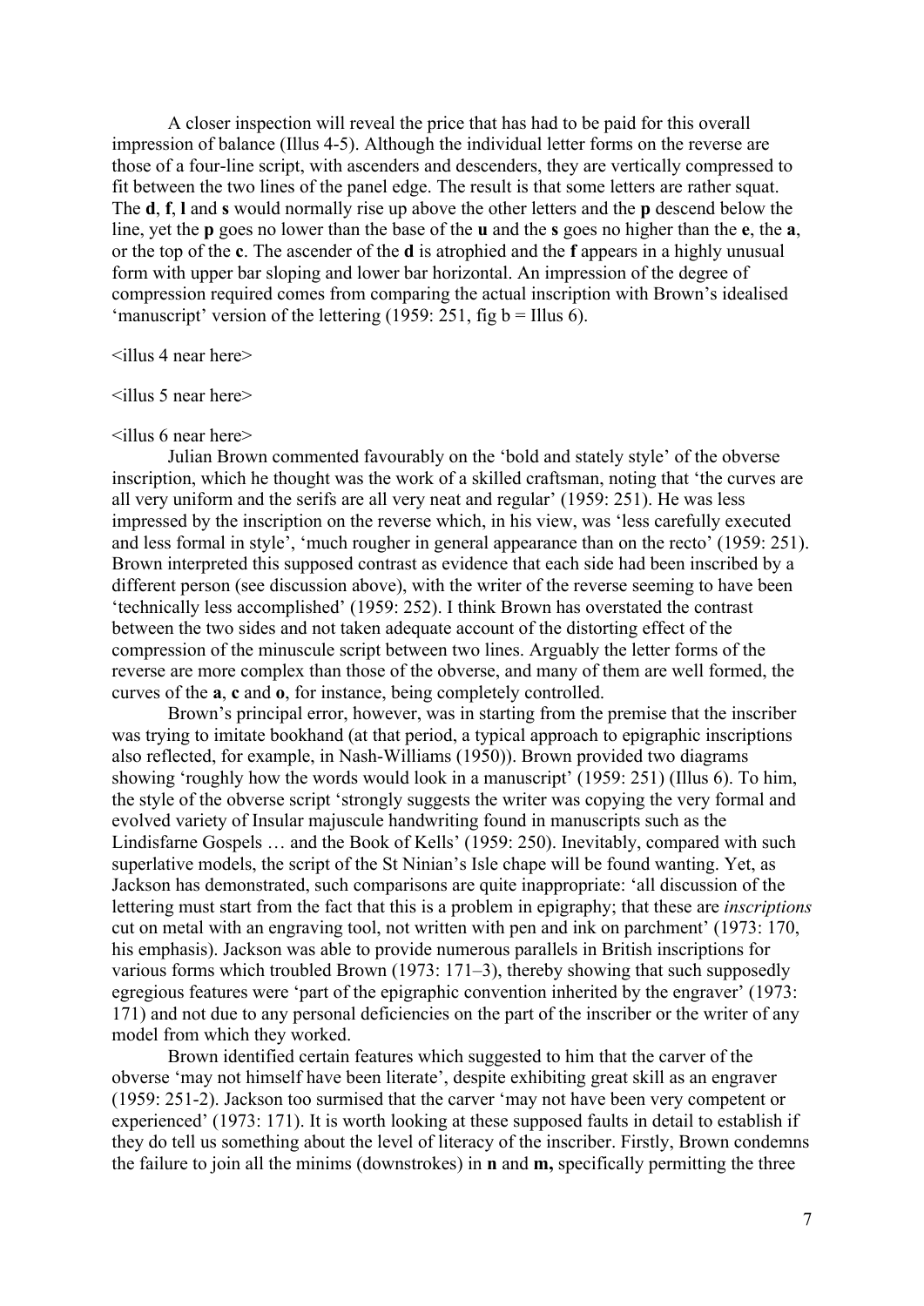A closer inspection will reveal the price that has had to be paid for this overall impression of balance (Illus 4-5). Although the individual letter forms on the reverse are those of a four-line script, with ascenders and descenders, they are vertically compressed to fit between the two lines of the panel edge. The result is that some letters are rather squat. The **d**, **f**, **l** and **s** would normally rise up above the other letters and the **p** descend below the line, yet the **p** goes no lower than the base of the **u** and the **s** goes no higher than the **e**, the **a**, or the top of the **c**. The ascender of the **d** is atrophied and the **f** appears in a highly unusual form with upper bar sloping and lower bar horizontal. An impression of the degree of compression required comes from comparing the actual inscription with Brown's idealised 'manuscript' version of the lettering (1959: 251, fig b = Illus 6).

<illus 4 near here>

<illus 5 near here>

<illus 6 near here>

Julian Brown commented favourably on the 'bold and stately style' of the obverse inscription, which he thought was the work of a skilled craftsman, noting that 'the curves are all very uniform and the serifs are all very neat and regular' (1959: 251). He was less impressed by the inscription on the reverse which, in his view, was 'less carefully executed and less formal in style', 'much rougher in general appearance than on the recto' (1959: 251). Brown interpreted this supposed contrast as evidence that each side had been inscribed by a different person (see discussion above), with the writer of the reverse seeming to have been 'technically less accomplished' (1959: 252). I think Brown has overstated the contrast between the two sides and not taken adequate account of the distorting effect of the compression of the minuscule script between two lines. Arguably the letter forms of the reverse are more complex than those of the obverse, and many of them are well formed, the curves of the **a**, **c** and **o**, for instance, being completely controlled.

Brown's principal error, however, was in starting from the premise that the inscriber was trying to imitate bookhand (at that period, a typical approach to epigraphic inscriptions also reflected, for example, in Nash-Williams (1950)). Brown provided two diagrams showing 'roughly how the words would look in a manuscript' (1959: 251) (Illus 6). To him, the style of the obverse script 'strongly suggests the writer was copying the very formal and evolved variety of Insular majuscule handwriting found in manuscripts such as the Lindisfarne Gospels … and the Book of Kells' (1959: 250). Inevitably, compared with such superlative models, the script of the St Ninian's Isle chape will be found wanting. Yet, as Jackson has demonstrated, such comparisons are quite inappropriate: 'all discussion of the lettering must start from the fact that this is a problem in epigraphy; that these are *inscriptions* cut on metal with an engraving tool, not written with pen and ink on parchment' (1973: 170, his emphasis). Jackson was able to provide numerous parallels in British inscriptions for various forms which troubled Brown (1973: 171–3), thereby showing that such supposedly egregious features were 'part of the epigraphic convention inherited by the engraver' (1973: 171) and not due to any personal deficiencies on the part of the inscriber or the writer of any model from which they worked.

Brown identified certain features which suggested to him that the carver of the obverse 'may not himself have been literate', despite exhibiting great skill as an engraver (1959: 251-2). Jackson too surmised that the carver 'may not have been very competent or experienced' (1973: 171). It is worth looking at these supposed faults in detail to establish if they do tell us something about the level of literacy of the inscriber. Firstly, Brown condemns the failure to join all the minims (downstrokes) in **n** and **m,** specifically permitting the three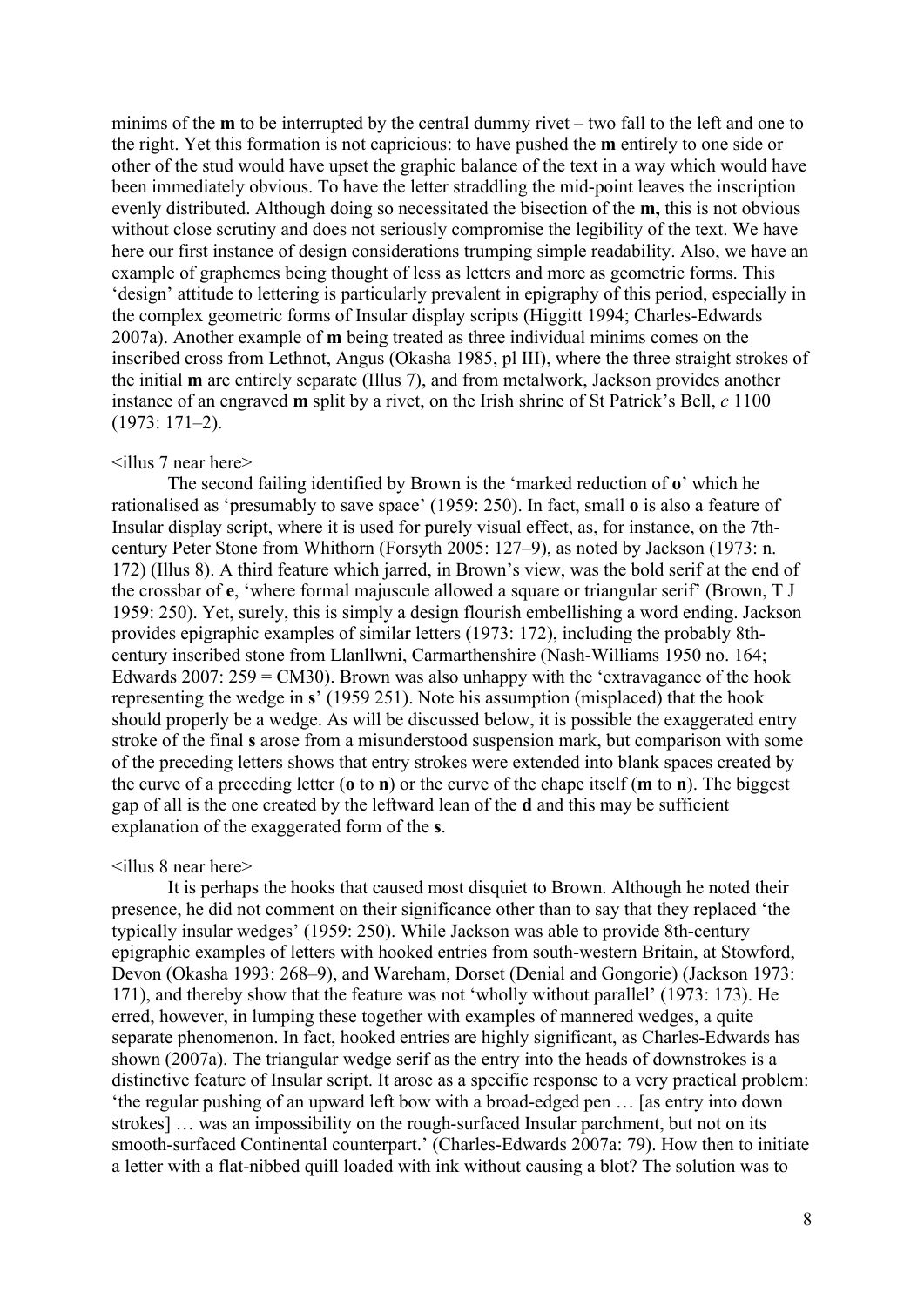minims of the **m** to be interrupted by the central dummy rivet – two fall to the left and one to the right. Yet this formation is not capricious: to have pushed the **m** entirely to one side or other of the stud would have upset the graphic balance of the text in a way which would have been immediately obvious. To have the letter straddling the mid-point leaves the inscription evenly distributed. Although doing so necessitated the bisection of the **m,** this is not obvious without close scrutiny and does not seriously compromise the legibility of the text. We have here our first instance of design considerations trumping simple readability. Also, we have an example of graphemes being thought of less as letters and more as geometric forms. This 'design' attitude to lettering is particularly prevalent in epigraphy of this period, especially in the complex geometric forms of Insular display scripts (Higgitt 1994; Charles-Edwards 2007a). Another example of **m** being treated as three individual minims comes on the inscribed cross from Lethnot, Angus (Okasha 1985, pl III), where the three straight strokes of the initial **m** are entirely separate (Illus 7), and from metalwork, Jackson provides another instance of an engraved **m** split by a rivet, on the Irish shrine of St Patrick's Bell, *c* 1100 (1973: 171–2).

<illus 7 near here>

The second failing identified by Brown is the 'marked reduction of **o**' which he rationalised as 'presumably to save space' (1959: 250). In fact, small **o** is also a feature of Insular display script, where it is used for purely visual effect, as, for instance, on the 7th-century Peter Stone from Whithorn (Forsyth 2005: 127–9), as noted by Jackson (1973: n. 172) (Illus 8). A third feature which jarred, in Brown's view, was the bold serif at the end of the crossbar of **e**, 'where formal majuscule allowed a square or triangular serif' (Brown, T J 1959: 250). Yet, surely, this is simply a design flourish embellishing a word ending. Jackson provides epigraphic examples of similar letters (1973: 172), including the probably 8th-century inscribed stone from Llanllwni, Carmarthenshire (Nash-Williams 1950 no. 164; Edwards 2007: 259 = CM30). Brown was also unhappy with the 'extravagance of the hook representing the wedge in **s**' (1959 251). Note his assumption (misplaced) that the hook should properly be a wedge. As will be discussed below, it is possible the exaggerated entry stroke of the final **s** arose from a misunderstood suspension mark, but comparison with some of the preceding letters shows that entry strokes were extended into blank spaces created by the curve of a preceding letter (**o** to **n**) or the curve of the chape itself (**m** to **n**). The biggest gap of all is the one created by the leftward lean of the **d** and this may be sufficient explanation of the exaggerated form of the **s**.

<illus 8 near here>

It is perhaps the hooks that caused most disquiet to Brown. Although he noted their presence, he did not comment on their significance other than to say that they replaced 'the typically insular wedges' (1959: 250). While Jackson was able to provide 8th-century epigraphic examples of letters with hooked entries from south-western Britain, at Stowford, Devon (Okasha 1993: 268–9), and Wareham, Dorset (Denial and Gongorie) (Jackson 1973: 171), and thereby show that the feature was not 'wholly without parallel' (1973: 173). He erred, however, in lumping these together with examples of mannered wedges, a quite separate phenomenon. In fact, hooked entries are highly significant, as Charles-Edwards has shown (2007a). The triangular wedge serif as the entry into the heads of downstrokes is a distinctive feature of Insular script. It arose as a specific response to a very practical problem: 'the regular pushing of an upward left bow with a broad-edged pen … [as entry into down strokes] … was an impossibility on the rough-surfaced Insular parchment, but not on its smooth-surfaced Continental counterpart.' (Charles-Edwards 2007a: 79). How then to initiate a letter with a flat-nibbed quill loaded with ink without causing a blot? The solution was to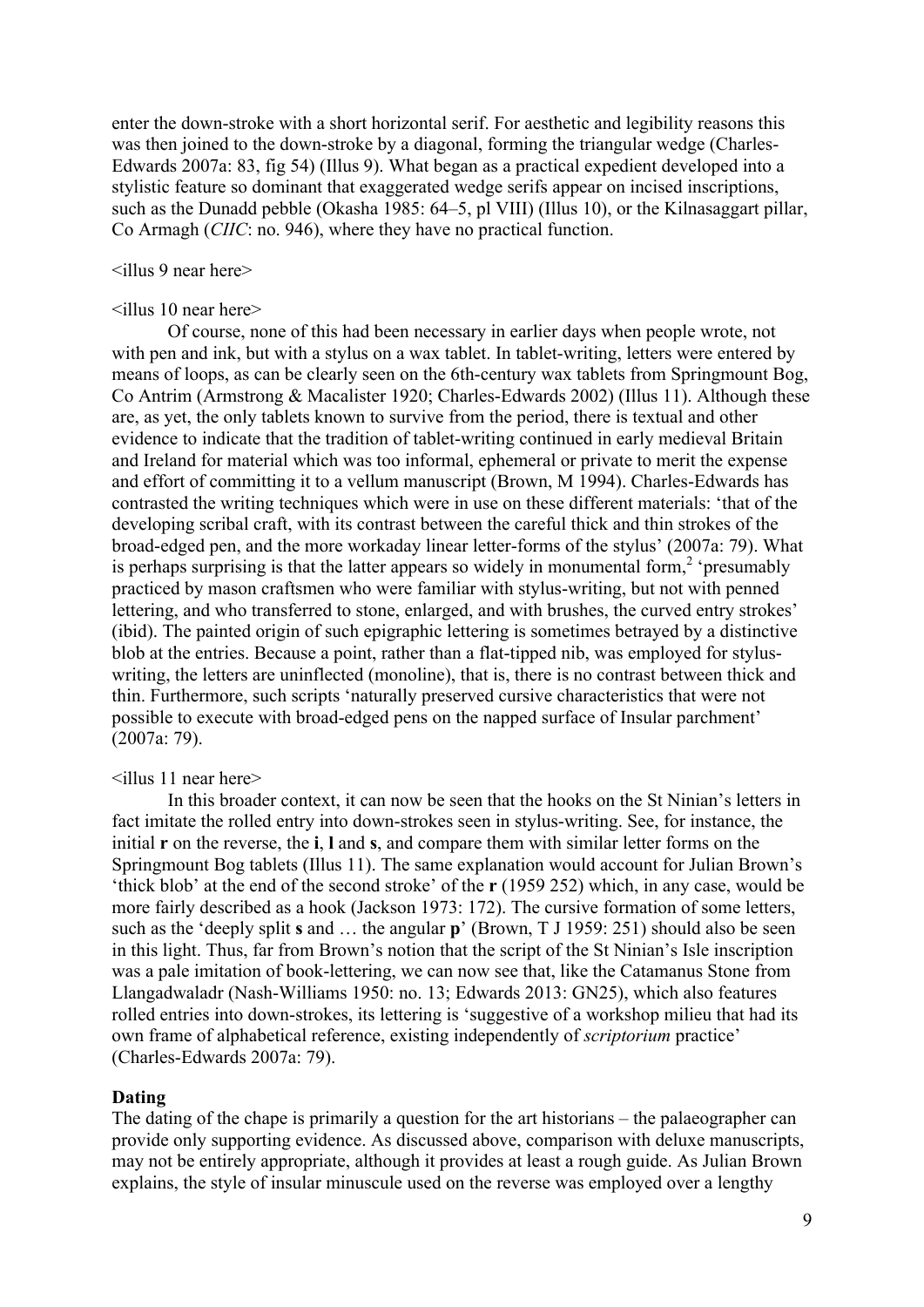enter the down-stroke with a short horizontal serif. For aesthetic and legibility reasons this was then joined to the down-stroke by a diagonal, forming the triangular wedge (Charles-Edwards 2007a: 83, fig 54) (Illus 9). What began as a practical expedient developed into a stylistic feature so dominant that exaggerated wedge serifs appear on incised inscriptions, such as the Dunadd pebble (Okasha 1985: 64–5, pl VIII) (Illus 10), or the Kilnasaggart pillar, Co Armagh (*CIIC*: no. 946), where they have no practical function.

<illus 9 near here>

<illus 10 near here>

Of course, none of this had been necessary in earlier days when people wrote, not with pen and ink, but with a stylus on a wax tablet. In tablet-writing, letters were entered by means of loops, as can be clearly seen on the 6th-century wax tablets from Springmount Bog, Co Antrim (Armstrong & Macalister 1920; Charles-Edwards 2002) (Illus 11). Although these are, as yet, the only tablets known to survive from the period, there is textual and other evidence to indicate that the tradition of tablet-writing continued in early medieval Britain and Ireland for material which was too informal, ephemeral or private to merit the expense and effort of committing it to a vellum manuscript (Brown, M 1994). Charles-Edwards has contrasted the writing techniques which were in use on these different materials: 'that of the developing scribal craft, with its contrast between the careful thick and thin strokes of the broad-edged pen, and the more workaday linear letter-forms of the stylus' (2007a: 79). What is perhaps surprising is that the latter appears so widely in monumental form,[2] 'presumably practiced by mason craftsmen who were familiar with stylus-writing, but not with penned lettering, and who transferred to stone, enlarged, and with brushes, the curved entry strokes' (ibid). The painted origin of such epigraphic lettering is sometimes betrayed by a distinctive blob at the entries. Because a point, rather than a flat-tipped nib, was employed for stylus-writing, the letters are uninflected (monoline), that is, there is no contrast between thick and thin. Furthermore, such scripts 'naturally preserved cursive characteristics that were not possible to execute with broad-edged pens on the napped surface of Insular parchment' (2007a: 79).

<illus 11 near here>

In this broader context, it can now be seen that the hooks on the St Ninian's letters in fact imitate the rolled entry into down-strokes seen in stylus-writing. See, for instance, the initial **r** on the reverse, the **i**, **l** and **s**, and compare them with similar letter forms on the Springmount Bog tablets (Illus 11). The same explanation would account for Julian Brown's 'thick blob' at the end of the second stroke' of the **r** (1959 252) which, in any case, would be more fairly described as a hook (Jackson 1973: 172). The cursive formation of some letters, such as the 'deeply split **s** and … the angular **p**' (Brown, T J 1959: 251) should also be seen in this light. Thus, far from Brown's notion that the script of the St Ninian's Isle inscription was a pale imitation of book-lettering, we can now see that, like the Catamanus Stone from Llangadwaladr (Nash-Williams 1950: no. 13; Edwards 2013: GN25), which also features rolled entries into down-strokes, its lettering is 'suggestive of a workshop milieu that had its own frame of alphabetical reference, existing independently of *scriptorium* practice' (Charles-Edwards 2007a: 79).

**Dating**

The dating of the chape is primarily a question for the art historians – the palaeographer can provide only supporting evidence. As discussed above, comparison with deluxe manuscripts, may not be entirely appropriate, although it provides at least a rough guide. As Julian Brown explains, the style of insular minuscule used on the reverse was employed over a lengthy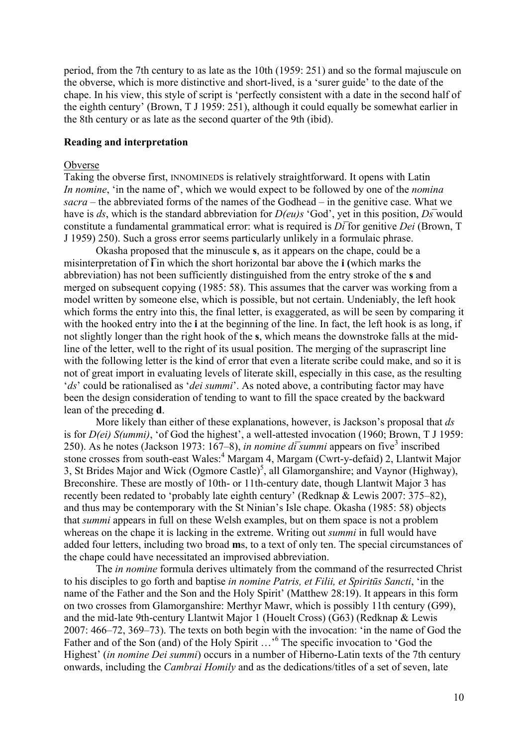period, from the 7th century to as late as the 10th (1959: 251) and so the formal majuscule on the obverse, which is more distinctive and short-lived, is a 'surer guide' to the date of the chape. In his view, this style of script is 'perfectly consistent with a date in the second half of the eighth century' (Brown, T J 1959: 251), although it could equally be somewhat earlier in the 8th century or as late as the second quarter of the 9th (ibid).

**Reading and interpretation**

Obverse

Taking the obverse first, INNOMINEDS is relatively straightforward. It opens with Latin *In nomine*, 'in the name of', which we would expect to be followed by one of the *nomina sacra* – the abbreviated forms of the names of the Godhead – in the genitive case. What we have is *ds*, which is the standard abbreviation for *D(eu)s* 'God', yet in this position, *Ds̄* would constitute a fundamental grammatical error: what is required is *Dī* for genitive *Dei* (Brown, T J 1959) 250). Such a gross error seems particularly unlikely in a formulaic phrase.

Okasha proposed that the minuscule **s**, as it appears on the chape, could be a misinterpretation of **ī** in which the short horizontal bar above the **i** (which marks the abbreviation) has not been sufficiently distinguished from the entry stroke of the **s** and merged on subsequent copying (1985: 58). This assumes that the carver was working from a model written by someone else, which is possible, but not certain. Undeniably, the left hook which forms the entry into this, the final letter, is exaggerated, as will be seen by comparing it with the hooked entry into the **i** at the beginning of the line. In fact, the left hook is as long, if not slightly longer than the right hook of the **s**, which means the downstroke falls at the mid-line of the letter, well to the right of its usual position. The merging of the suprascript line with the following letter is the kind of error that even a literate scribe could make, and so it is not of great import in evaluating levels of literate skill, especially in this case, as the resulting '*ds*' could be rationalised as '*dei summi*'. As noted above, a contributing factor may have been the design consideration of tending to want to fill the space created by the backward lean of the preceding **d**.

More likely than either of these explanations, however, is Jackson's proposal that *ds* is for *D(ei) S(ummi)*, 'of God the highest', a well-attested invocation (1960; Brown, T J 1959: 250). As he notes (Jackson 1973: 167–8), *in nomine dī summi* appears on five[3] inscribed stone crosses from south-east Wales:[4] Margam 4, Margam (Cwrt-y-defaid) 2, Llantwit Major 3, St Brides Major and Wick (Ogmore Castle)[5], all Glamorganshire; and Vaynor (Highway), Breconshire. These are mostly of 10th- or 11th-century date, though Llantwit Major 3 has recently been redated to 'probably late eighth century' (Redknap & Lewis 2007: 375–82), and thus may be contemporary with the St Ninian's Isle chape. Okasha (1985: 58) objects that *summi* appears in full on these Welsh examples, but on them space is not a problem whereas on the chape it is lacking in the extreme. Writing out *summi* in full would have added four letters, including two broad **m**s, to a text of only ten. The special circumstances of the chape could have necessitated an improvised abbreviation.

The *in nomine* formula derives ultimately from the command of the resurrected Christ to his disciples to go forth and baptise *in nomine Patris, et Filii, et Spiritūs Sancti*, 'in the name of the Father and the Son and the Holy Spirit' (Matthew 28:19). It appears in this form on two crosses from Glamorganshire: Merthyr Mawr, which is possibly 11th century (G99), and the mid-late 9th-century Llantwit Major 1 (Houelt Cross) (G63) (Redknap & Lewis 2007: 466–72, 369–73). The texts on both begin with the invocation: 'in the name of God the Father and of the Son (and) of the Holy Spirit …'[6] The specific invocation to 'God the Highest' (*in nomine Dei summi*) occurs in a number of Hiberno-Latin texts of the 7th century onwards, including the *Cambrai Homily* and as the dedications/titles of a set of seven, late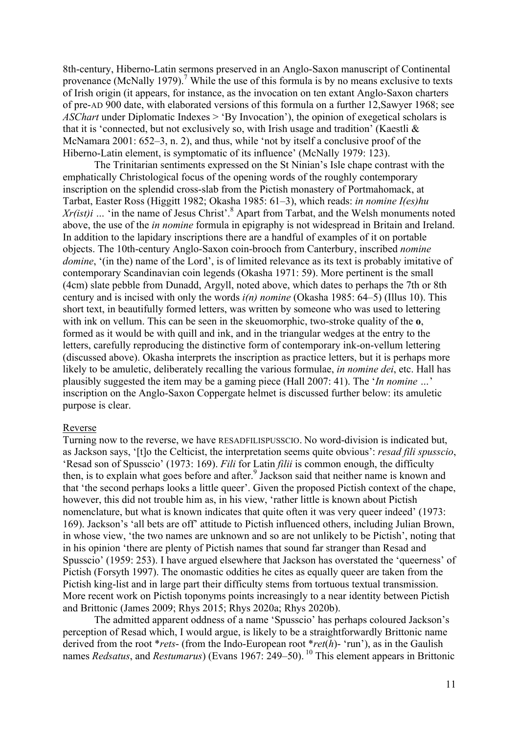8th-century, Hiberno-Latin sermons preserved in an Anglo-Saxon manuscript of Continental provenance (McNally 1979).[7] While the use of this formula is by no means exclusive to texts of Irish origin (it appears, for instance, as the invocation on ten extant Anglo-Saxon charters of pre-AD 900 date, with elaborated versions of this formula on a further 12,Sawyer 1968; see *ASChart* under Diplomatic Indexes > 'By Invocation'), the opinion of exegetical scholars is that it is 'connected, but not exclusively so, with Irish usage and tradition' (Kaestli & McNamara 2001: 652–3, n. 2), and thus, while 'not by itself a conclusive proof of the Hiberno-Latin element, is symptomatic of its influence' (McNally 1979: 123).

The Trinitarian sentiments expressed on the St Ninian's Isle chape contrast with the emphatically Christological focus of the opening words of the roughly contemporary inscription on the splendid cross-slab from the Pictish monastery of Portmahomack, at Tarbat, Easter Ross (Higgitt 1982; Okasha 1985: 61–3), which reads: *in nomine I(es)hu Xr(ist)i …* 'in the name of Jesus Christ'.[8] Apart from Tarbat, and the Welsh monuments noted above, the use of the *in nomine* formula in epigraphy is not widespread in Britain and Ireland. In addition to the lapidary inscriptions there are a handful of examples of it on portable objects. The 10th-century Anglo-Saxon coin-brooch from Canterbury, inscribed *nomine domine*, '(in the) name of the Lord', is of limited relevance as its text is probably imitative of contemporary Scandinavian coin legends (Okasha 1971: 59). More pertinent is the small (4cm) slate pebble from Dunadd, Argyll, noted above, which dates to perhaps the 7th or 8th century and is incised with only the words *i(n) nomine* (Okasha 1985: 64–5) (Illus 10). This short text, in beautifully formed letters, was written by someone who was used to lettering with ink on vellum. This can be seen in the skeuomorphic, two-stroke quality of the **o**, formed as it would be with quill and ink, and in the triangular wedges at the entry to the letters, carefully reproducing the distinctive form of contemporary ink-on-vellum lettering (discussed above). Okasha interprets the inscription as practice letters, but it is perhaps more likely to be amuletic, deliberately recalling the various formulae, *in nomine dei*, etc. Hall has plausibly suggested the item may be a gaming piece (Hall 2007: 41). The '*In nomine …*' inscription on the Anglo-Saxon Coppergate helmet is discussed further below: its amuletic purpose is clear.

## Reverse

Turning now to the reverse, we have RESADFILISPUSSCIO. No word-division is indicated but, as Jackson says, '[t]o the Celticist, the interpretation seems quite obvious': *resad fili spusscio*, 'Resad son of Spusscio' (1973: 169). *Fili* for Latin *filii* is common enough, the difficulty then, is to explain what goes before and after.[9] Jackson said that neither name is known and that 'the second perhaps looks a little queer'. Given the proposed Pictish context of the chape, however, this did not trouble him as, in his view, 'rather little is known about Pictish nomenclature, but what is known indicates that quite often it was very queer indeed' (1973: 169). Jackson's 'all bets are off' attitude to Pictish influenced others, including Julian Brown, in whose view, 'the two names are unknown and so are not unlikely to be Pictish', noting that in his opinion 'there are plenty of Pictish names that sound far stranger than Resad and Spusscio' (1959: 253). I have argued elsewhere that Jackson has overstated the 'queerness' of Pictish (Forsyth 1997). The onomastic oddities he cites as equally queer are taken from the Pictish king-list and in large part their difficulty stems from tortuous textual transmission. More recent work on Pictish toponyms points increasingly to a near identity between Pictish and Brittonic (James 2009; Rhys 2015; Rhys 2020a; Rhys 2020b).

The admitted apparent oddness of a name 'Spusscio' has perhaps coloured Jackson's perception of Resad which, I would argue, is likely to be a straightforwardly Brittonic name derived from the root \*rets- (from the Indo-European root \*ret(h)- 'run'), as in the Gaulish names *Redsatus*, and *Restumarus*) (Evans 1967: 249–50).[10] This element appears in Brittonic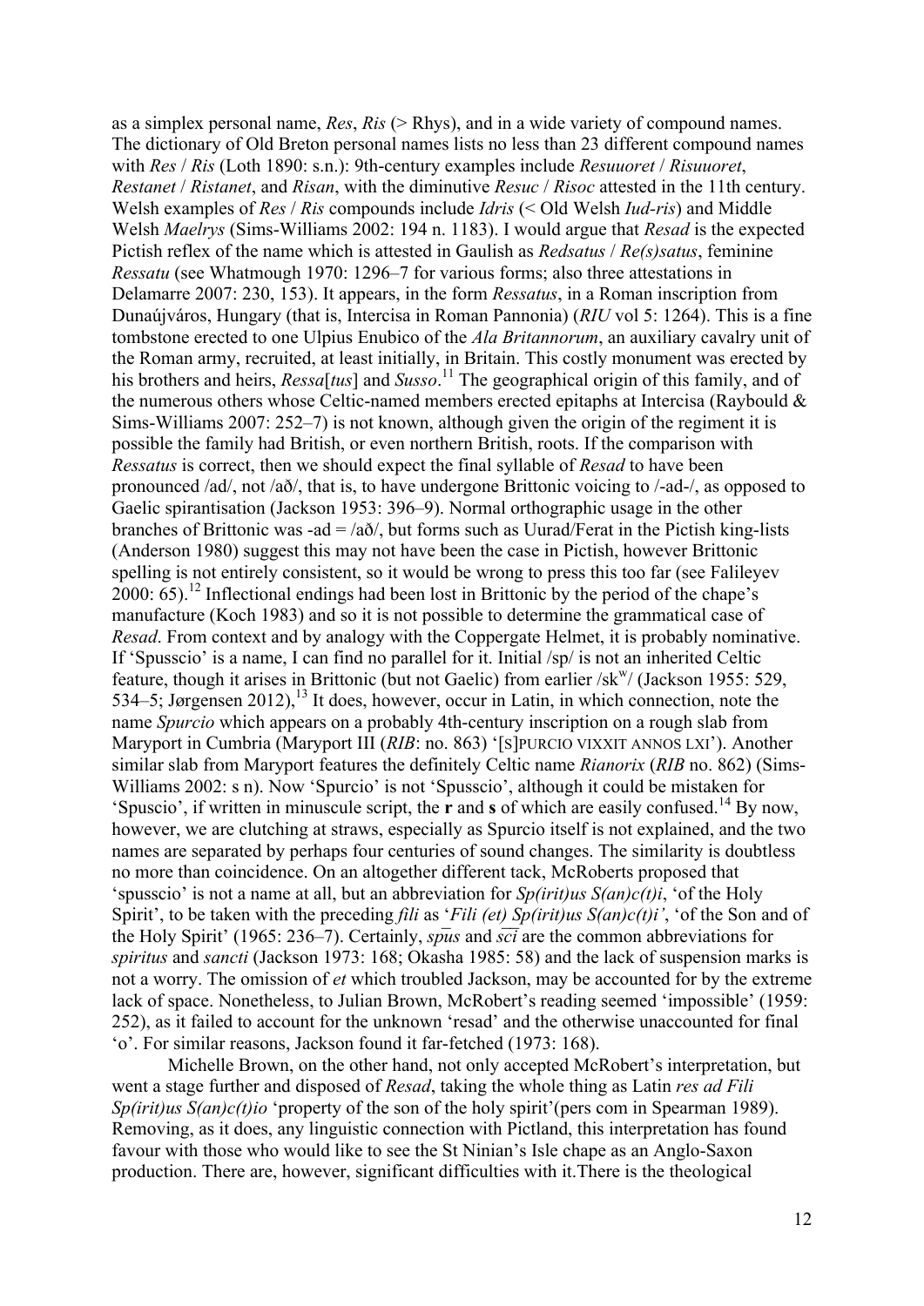as a simplex personal name, *Res*, *Ris* (> Rhys), and in a wide variety of compound names. The dictionary of Old Breton personal names lists no less than 23 different compound names with *Res* / *Ris* (Loth 1890: s.n.): 9th-century examples include *Resuuoret* / *Risuuoret*, *Restanet* / *Ristanet*, and *Risan*, with the diminutive *Resuc* / *Risoc* attested in the 11th century. Welsh examples of *Res* / *Ris* compounds include *Idris* (< Old Welsh *Iud-ris*) and Middle Welsh *Maelrys* (Sims-Williams 2002: 194 n. 1183). I would argue that *Resad* is the expected Pictish reflex of the name which is attested in Gaulish as *Redsatus* / *Re(s)satus*, feminine *Ressatu* (see Whatmough 1970: 1296–7 for various forms; also three attestations in Delamarre 2007: 230, 153). It appears, in the form *Ressatus*, in a Roman inscription from Dunaújváros, Hungary (that is, Intercisa in Roman Pannonia) (*RIU* vol 5: 1264). This is a fine tombstone erected to one Ulpius Enubico of the *Ala Britannorum*, an auxiliary cavalry unit of the Roman army, recruited, at least initially, in Britain. This costly monument was erected by his brothers and heirs, *Ressa*[*tus*] and *Susso*.[11] The geographical origin of this family, and of the numerous others whose Celtic-named members erected epitaphs at Intercisa (Raybould & Sims-Williams 2007: 252–7) is not known, although given the origin of the regiment it is possible the family had British, or even northern British, roots. If the comparison with *Ressatus* is correct, then we should expect the final syllable of *Resad* to have been pronounced /ad/, not /að/, that is, to have undergone Brittonic voicing to /-ad-/, as opposed to Gaelic spirantisation (Jackson 1953: 396–9). Normal orthographic usage in the other branches of Brittonic was -ad = /að/, but forms such as Uurad/Ferat in the Pictish king-lists (Anderson 1980) suggest this may not have been the case in Pictish, however Brittonic spelling is not entirely consistent, so it would be wrong to press this too far (see Falileyev 2000: 65).[12] Inflectional endings had been lost in Brittonic by the period of the chape's manufacture (Koch 1983) and so it is not possible to determine the grammatical case of *Resad*. From context and by analogy with the Coppergate Helmet, it is probably nominative. If 'Spusscio' is a name, I can find no parallel for it. Initial /sp/ is not an inherited Celtic feature, though it arises in Brittonic (but not Gaelic) from earlier /sk$^w$/ (Jackson 1955: 529, 534–5; Jørgensen 2012),[13] It does, however, occur in Latin, in which connection, note the name *Spurcio* which appears on a probably 4th-century inscription on a rough slab from Maryport in Cumbria (Maryport III (*RIB*: no. 863) '[S]PURCIO VIXXIT ANNOS LXI'). Another similar slab from Maryport features the definitely Celtic name *Rianorix* (*RIB* no. 862) (Sims-Williams 2002: s n). Now 'Spurcio' is not 'Spusscio', although it could be mistaken for 'Spuscio', if written in minuscule script, the **r** and **s** of which are easily confused.[14] By now, however, we are clutching at straws, especially as Spurcio itself is not explained, and the two names are separated by perhaps four centuries of sound changes. The similarity is doubtless no more than coincidence. On an altogether different tack, McRoberts proposed that 'spusscio' is not a name at all, but an abbreviation for *Sp(irit)us S(an)c(t)i*, 'of the Holy Spirit', to be taken with the preceding *fili* as '*Fili (et) Sp(irit)us S(an)c(t)i'*, 'of the Son and of the Holy Spirit' (1965: 236–7). Certainly, $\overline{spus}$ and $\overline{sci}$ are the common abbreviations for *spiritus* and *sancti* (Jackson 1973: 168; Okasha 1985: 58) and the lack of suspension marks is not a worry. The omission of *et* which troubled Jackson, may be accounted for by the extreme lack of space. Nonetheless, to Julian Brown, McRobert's reading seemed 'impossible' (1959: 252), as it failed to account for the unknown 'resad' and the otherwise unaccounted for final 'o'. For similar reasons, Jackson found it far-fetched (1973: 168).

Michelle Brown, on the other hand, not only accepted McRobert's interpretation, but went a stage further and disposed of *Resad*, taking the whole thing as Latin *res ad Fili Sp(irit)us S(an)c(t)io* 'property of the son of the holy spirit'(pers com in Spearman 1989). Removing, as it does, any linguistic connection with Pictland, this interpretation has found favour with those who would like to see the St Ninian's Isle chape as an Anglo-Saxon production. There are, however, significant difficulties with it.There is the theological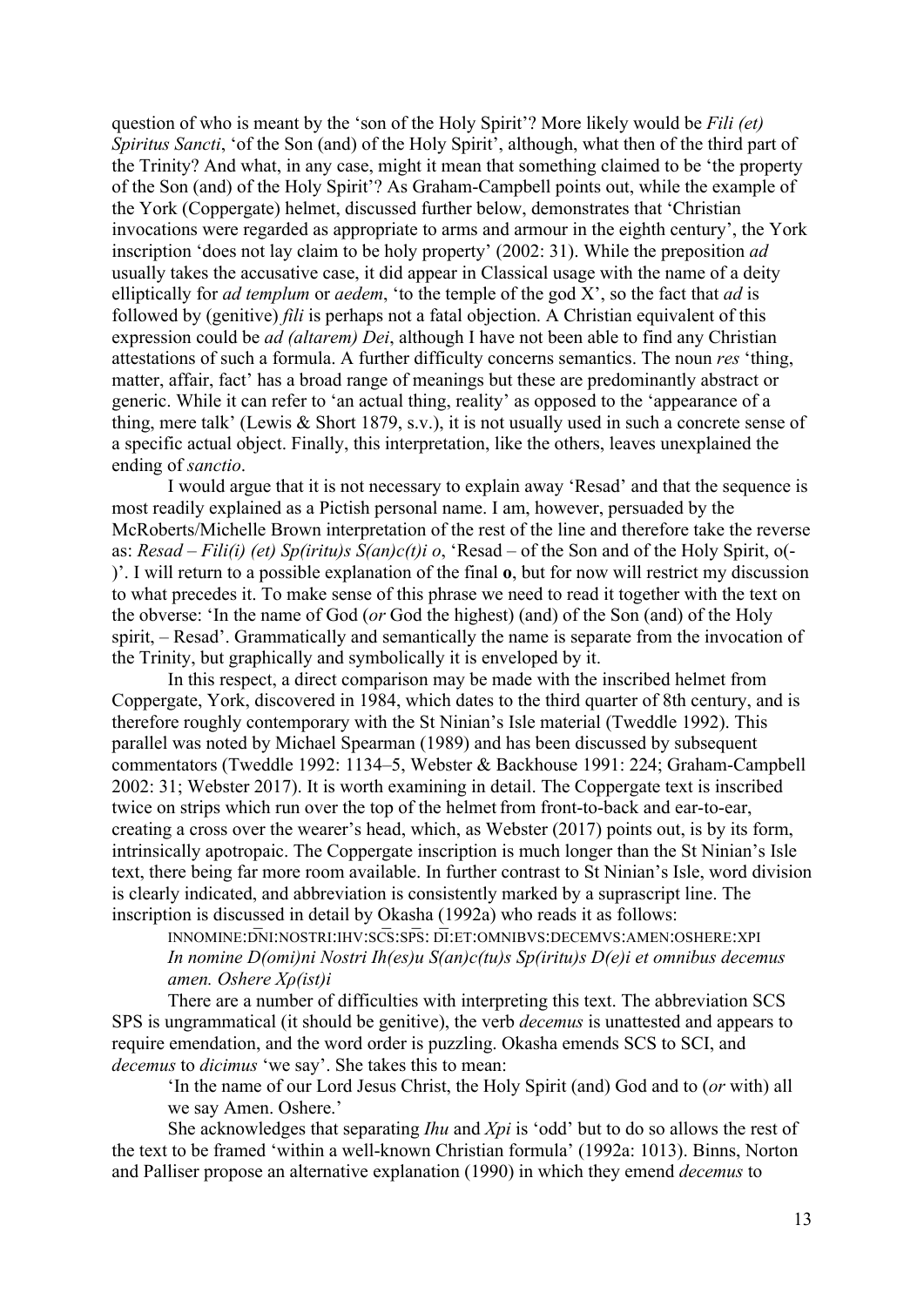question of who is meant by the 'son of the Holy Spirit'? More likely would be *Fili (et) Spiritus Sancti*, 'of the Son (and) of the Holy Spirit', although, what then of the third part of the Trinity? And what, in any case, might it mean that something claimed to be 'the property of the Son (and) of the Holy Spirit'? As Graham-Campbell points out, while the example of the York (Coppergate) helmet, discussed further below, demonstrates that 'Christian invocations were regarded as appropriate to arms and armour in the eighth century', the York inscription 'does not lay claim to be holy property' (2002: 31). While the preposition *ad* usually takes the accusative case, it did appear in Classical usage with the name of a deity elliptically for *ad templum* or *aedem*, 'to the temple of the god X', so the fact that *ad* is followed by (genitive) *fili* is perhaps not a fatal objection. A Christian equivalent of this expression could be *ad (altarem) Dei*, although I have not been able to find any Christian attestations of such a formula. A further difficulty concerns semantics. The noun *res* 'thing, matter, affair, fact' has a broad range of meanings but these are predominantly abstract or generic. While it can refer to 'an actual thing, reality' as opposed to the 'appearance of a thing, mere talk' (Lewis & Short 1879, s.v.), it is not usually used in such a concrete sense of a specific actual object. Finally, this interpretation, like the others, leaves unexplained the ending of *sanctio*.

I would argue that it is not necessary to explain away 'Resad' and that the sequence is most readily explained as a Pictish personal name. I am, however, persuaded by the McRoberts/Michelle Brown interpretation of the rest of the line and therefore take the reverse as: *Resad – Fili(i) (et) Sp(iritu)s S(an)c(t)i o*, 'Resad – of the Son and of the Holy Spirit, o(-)'. I will return to a possible explanation of the final **o**, but for now will restrict my discussion to what precedes it. To make sense of this phrase we need to read it together with the text on the obverse: 'In the name of God (*or* God the highest) (and) of the Son (and) of the Holy spirit, – Resad'. Grammatically and semantically the name is separate from the invocation of the Trinity, but graphically and symbolically it is enveloped by it.

In this respect, a direct comparison may be made with the inscribed helmet from Coppergate, York, discovered in 1984, which dates to the third quarter of 8th century, and is therefore roughly contemporary with the St Ninian's Isle material (Tweddle 1992). This parallel was noted by Michael Spearman (1989) and has been discussed by subsequent commentators (Tweddle 1992: 1134–5, Webster & Backhouse 1991: 224; Graham-Campbell 2002: 31; Webster 2017). It is worth examining in detail. The Coppergate text is inscribed twice on strips which run over the top of the helmet from front-to-back and ear-to-ear, creating a cross over the wearer's head, which, as Webster (2017) points out, is by its form, intrinsically apotropaic. The Coppergate inscription is much longer than the St Ninian's Isle text, there being far more room available. In further contrast to St Ninian's Isle, word division is clearly indicated, and abbreviation is consistently marked by a suprascript line. The inscription is discussed in detail by Okasha (1992a) who reads it as follows:

> INNOMINE:D̄N̄I:NOSTRI:IHV:SC̄S̄:SP̄S̄: D̄Ī:ET:OMNIBVS:DECEMVS:AMEN:OSHERE:XPI
> *In nomine D(omi)ni Nostri Ih(es)u S(an)c(tu)s Sp(iritu)s D(e)i et omnibus decemus amen. Oshere Xρ(ist)i*

There are a number of difficulties with interpreting this text. The abbreviation SCS SPS is ungrammatical (it should be genitive), the verb *decemus* is unattested and appears to require emendation, and the word order is puzzling. Okasha emends SCS to SCI, and *decemus* to *dicimus* 'we say'. She takes this to mean:

> 'In the name of our Lord Jesus Christ, the Holy Spirit (and) God and to (*or* with) all we say Amen. Oshere.'

She acknowledges that separating *Ihu* and *Xpi* is 'odd' but to do so allows the rest of the text to be framed 'within a well-known Christian formula' (1992a: 1013). Binns, Norton and Palliser propose an alternative explanation (1990) in which they emend *decemus* to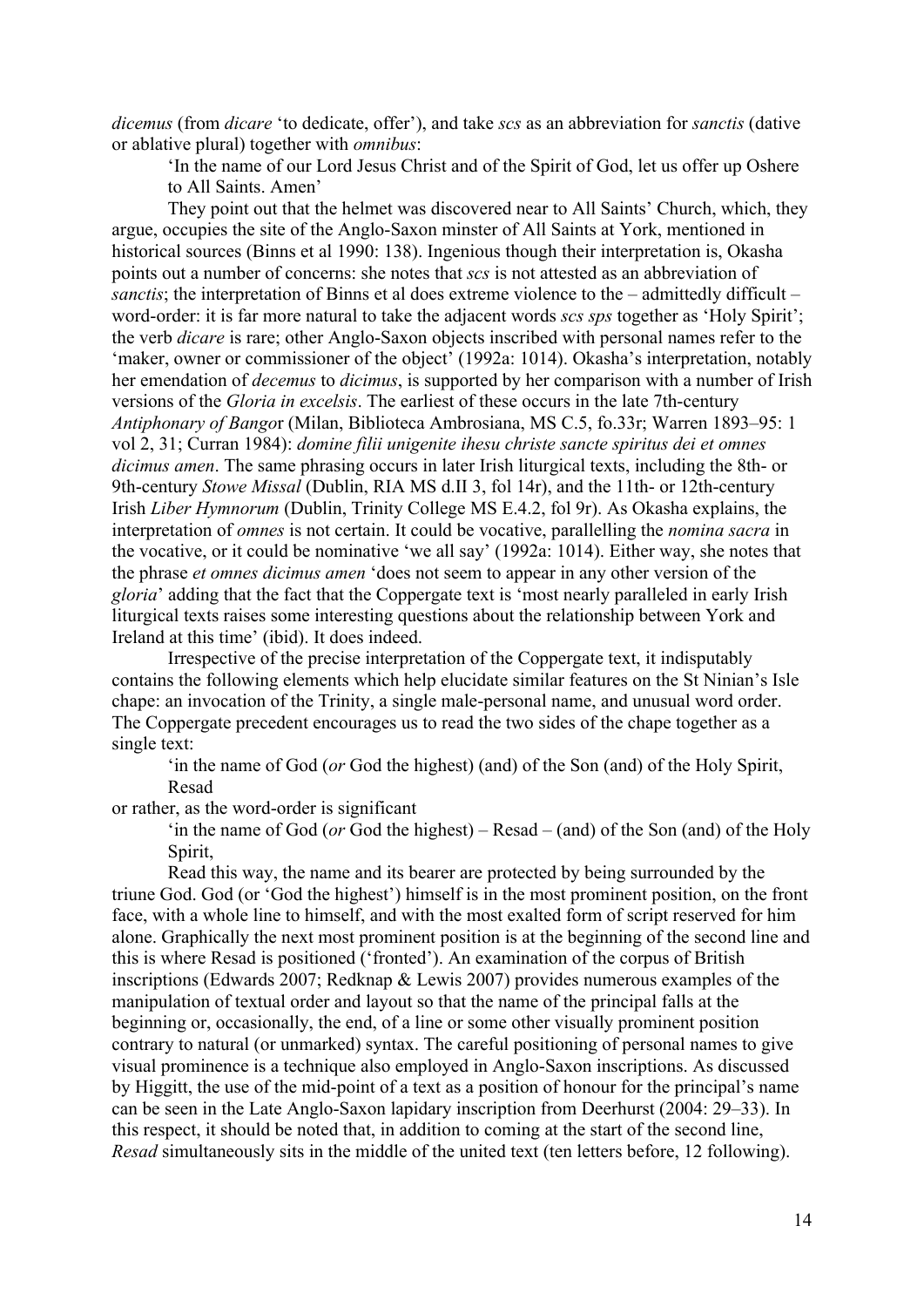*dicemus* (from *dicare* 'to dedicate, offer'), and take *scs* as an abbreviation for *sanctis* (dative or ablative plural) together with *omnibus*:

> 'In the name of our Lord Jesus Christ and of the Spirit of God, let us offer up Oshere to All Saints. Amen'

They point out that the helmet was discovered near to All Saints' Church, which, they argue, occupies the site of the Anglo-Saxon minster of All Saints at York, mentioned in historical sources (Binns et al 1990: 138). Ingenious though their interpretation is, Okasha points out a number of concerns: she notes that *scs* is not attested as an abbreviation of *sanctis*; the interpretation of Binns et al does extreme violence to the – admittedly difficult – word-order: it is far more natural to take the adjacent words *scs sps* together as 'Holy Spirit'; the verb *dicare* is rare; other Anglo-Saxon objects inscribed with personal names refer to the 'maker, owner or commissioner of the object' (1992a: 1014). Okasha's interpretation, notably her emendation of *decemus* to *dicimus*, is supported by her comparison with a number of Irish versions of the *Gloria in excelsis*. The earliest of these occurs in the late 7th-century *Antiphonary of Bangor* (Milan, Biblioteca Ambrosiana, MS C.5, fo.33r; Warren 1893–95: 1 vol 2, 31; Curran 1984): *domine filii unigenite ihesu christe sancte spiritus dei et omnes dicimus amen*. The same phrasing occurs in later Irish liturgical texts, including the 8th- or 9th-century *Stowe Missal* (Dublin, RIA MS d.II 3, fol 14r), and the 11th- or 12th-century Irish *Liber Hymnorum* (Dublin, Trinity College MS E.4.2, fol 9r). As Okasha explains, the interpretation of *omnes* is not certain. It could be vocative, parallelling the *nomina sacra* in the vocative, or it could be nominative 'we all say' (1992a: 1014). Either way, she notes that the phrase *et omnes dicimus amen* 'does not seem to appear in any other version of the *gloria*' adding that the fact that the Coppergate text is 'most nearly paralleled in early Irish liturgical texts raises some interesting questions about the relationship between York and Ireland at this time' (ibid). It does indeed.

Irrespective of the precise interpretation of the Coppergate text, it indisputably contains the following elements which help elucidate similar features on the St Ninian's Isle chape: an invocation of the Trinity, a single male-personal name, and unusual word order. The Coppergate precedent encourages us to read the two sides of the chape together as a single text:

> 'in the name of God (*or* God the highest) (and) of the Son (and) of the Holy Spirit, Resad

or rather, as the word-order is significant

> 'in the name of God (*or* God the highest) – Resad – (and) of the Son (and) of the Holy Spirit,

Read this way, the name and its bearer are protected by being surrounded by the triune God. God (or 'God the highest') himself is in the most prominent position, on the front face, with a whole line to himself, and with the most exalted form of script reserved for him alone. Graphically the next most prominent position is at the beginning of the second line and this is where Resad is positioned ('fronted'). An examination of the corpus of British inscriptions (Edwards 2007; Redknap & Lewis 2007) provides numerous examples of the manipulation of textual order and layout so that the name of the principal falls at the beginning or, occasionally, the end, of a line or some other visually prominent position contrary to natural (or unmarked) syntax. The careful positioning of personal names to give visual prominence is a technique also employed in Anglo-Saxon inscriptions. As discussed by Higgitt, the use of the mid-point of a text as a position of honour for the principal's name can be seen in the Late Anglo-Saxon lapidary inscription from Deerhurst (2004: 29–33). In this respect, it should be noted that, in addition to coming at the start of the second line, *Resad* simultaneously sits in the middle of the united text (ten letters before, 12 following).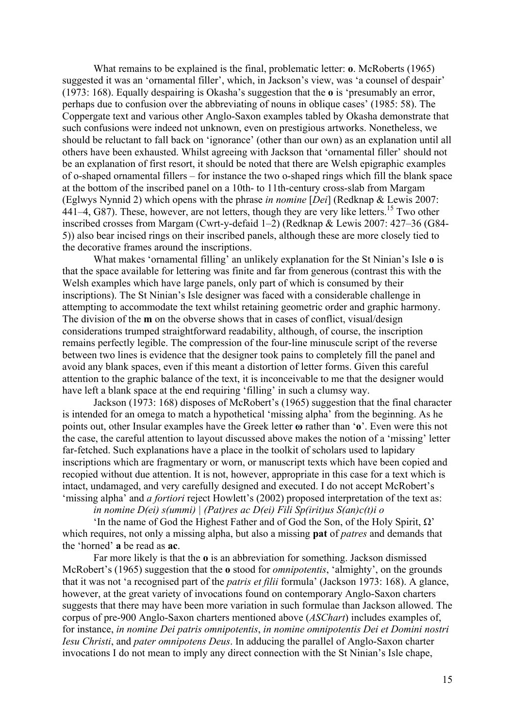What remains to be explained is the final, problematic letter: **o**. McRoberts (1965) suggested it was an 'ornamental filler', which, in Jackson's view, was 'a counsel of despair' (1973: 168). Equally despairing is Okasha's suggestion that the **o** is 'presumably an error, perhaps due to confusion over the abbreviating of nouns in oblique cases' (1985: 58). The Coppergate text and various other Anglo-Saxon examples tabled by Okasha demonstrate that such confusions were indeed not unknown, even on prestigious artworks. Nonetheless, we should be reluctant to fall back on 'ignorance' (other than our own) as an explanation until all others have been exhausted. Whilst agreeing with Jackson that 'ornamental filler' should not be an explanation of first resort, it should be noted that there are Welsh epigraphic examples of o-shaped ornamental fillers – for instance the two o-shaped rings which fill the blank space at the bottom of the inscribed panel on a 10th- to 11th-century cross-slab from Margam (Eglwys Nynnid 2) which opens with the phrase *in nomine* [*Dei*] (Redknap & Lewis 2007: 441–4, G87). These, however, are not letters, though they are very like letters.[15] Two other inscribed crosses from Margam (Cwrt-y-defaid 1–2) (Redknap & Lewis 2007: 427–36 (G84-5)) also bear incised rings on their inscribed panels, although these are more closely tied to the decorative frames around the inscriptions.

What makes 'ornamental filling' an unlikely explanation for the St Ninian's Isle **o** is that the space available for lettering was finite and far from generous (contrast this with the Welsh examples which have large panels, only part of which is consumed by their inscriptions). The St Ninian's Isle designer was faced with a considerable challenge in attempting to accommodate the text whilst retaining geometric order and graphic harmony. The division of the **m** on the obverse shows that in cases of conflict, visual/design considerations trumped straightforward readability, although, of course, the inscription remains perfectly legible. The compression of the four-line minuscule script of the reverse between two lines is evidence that the designer took pains to completely fill the panel and avoid any blank spaces, even if this meant a distortion of letter forms. Given this careful attention to the graphic balance of the text, it is inconceivable to me that the designer would have left a blank space at the end requiring 'filling' in such a clumsy way.

Jackson (1973: 168) disposes of McRobert's (1965) suggestion that the final character is intended for an omega to match a hypothetical 'missing alpha' from the beginning. As he points out, other Insular examples have the Greek letter **ω** rather than '**o**'. Even were this not the case, the careful attention to layout discussed above makes the notion of a 'missing' letter far-fetched. Such explanations have a place in the toolkit of scholars used to lapidary inscriptions which are fragmentary or worn, or manuscript texts which have been copied and recopied without due attention. It is not, however, appropriate in this case for a text which is intact, undamaged, and very carefully designed and executed. I do not accept McRobert's 'missing alpha' and *a fortiori* reject Howlett's (2002) proposed interpretation of the text as:

*in nomine D(ei) s(ummi) | (Pat)res ac D(ei) Fili Sp(irit)us S(an)c(t)i o*

'In the name of God the Highest Father and of God the Son, of the Holy Spirit, Ω' which requires, not only a missing alpha, but also a missing **pat** of *patres* and demands that the 'horned' **a** be read as **ac**.

Far more likely is that the **o** is an abbreviation for something. Jackson dismissed McRobert's (1965) suggestion that the **o** stood for *omnipotentis*, 'almighty', on the grounds that it was not 'a recognised part of the *patris et filii* formula' (Jackson 1973: 168). A glance, however, at the great variety of invocations found on contemporary Anglo-Saxon charters suggests that there may have been more variation in such formulae than Jackson allowed. The corpus of pre-900 Anglo-Saxon charters mentioned above (*ASChart*) includes examples of, for instance, *in nomine Dei patris omnipotentis*, *in nomine omnipotentis Dei et Domini nostri Iesu Christi*, and *pater omnipotens Deus*. In adducing the parallel of Anglo-Saxon charter invocations I do not mean to imply any direct connection with the St Ninian's Isle chape,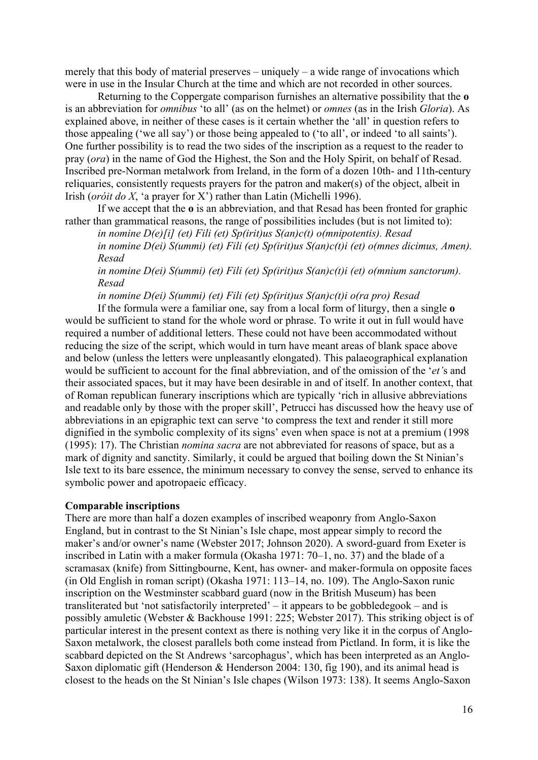merely that this body of material preserves – uniquely – a wide range of invocations which were in use in the Insular Church at the time and which are not recorded in other sources.

Returning to the Coppergate comparison furnishes an alternative possibility that the **o** is an abbreviation for *omnibus* 'to all' (as on the helmet) or *omnes* (as in the Irish *Gloria*). As explained above, in neither of these cases is it certain whether the 'all' in question refers to those appealing ('we all say') or those being appealed to ('to all', or indeed 'to all saints'). One further possibility is to read the two sides of the inscription as a request to the reader to pray (*ora*) in the name of God the Highest, the Son and the Holy Spirit, on behalf of Resad. Inscribed pre-Norman metalwork from Ireland, in the form of a dozen 10th- and 11th-century reliquaries, consistently requests prayers for the patron and maker(s) of the object, albeit in Irish (*oróit do X*, 'a prayer for X') rather than Latin (Michelli 1996).

If we accept that the **o** is an abbreviation, and that Resad has been fronted for graphic rather than grammatical reasons, the range of possibilities includes (but is not limited to):

*in nomine D(e)[i] (et) Fili (et) Sp(irit)us S(an)c(t) o(mnipotentis). Resad*

*in nomine D(ei) S(ummi) (et) Fili (et) Sp(irit)us S(an)c(t)i (et) o(mnes dicimus, Amen). Resad*

*in nomine D(ei) S(ummi) (et) Fili (et) Sp(irit)us S(an)c(t)i (et) o(mnium sanctorum). Resad*

*in nomine D(ei) S(ummi) (et) Fili (et) Sp(irit)us S(an)c(t)i o(ra pro) Resad*

If the formula were a familiar one, say from a local form of liturgy, then a single **o** would be sufficient to stand for the whole word or phrase. To write it out in full would have required a number of additional letters. These could not have been accommodated without reducing the size of the script, which would in turn have meant areas of blank space above and below (unless the letters were unpleasantly elongated). This palaeographical explanation would be sufficient to account for the final abbreviation, and of the omission of the '*et*'s and their associated spaces, but it may have been desirable in and of itself. In another context, that of Roman republican funerary inscriptions which are typically 'rich in allusive abbreviations and readable only by those with the proper skill', Petrucci has discussed how the heavy use of abbreviations in an epigraphic text can serve 'to compress the text and render it still more dignified in the symbolic complexity of its signs' even when space is not at a premium (1998 (1995): 17). The Christian *nomina sacra* are not abbreviated for reasons of space, but as a mark of dignity and sanctity. Similarly, it could be argued that boiling down the St Ninian's Isle text to its bare essence, the minimum necessary to convey the sense, served to enhance its symbolic power and apotropaeic efficacy.

**Comparable inscriptions**

There are more than half a dozen examples of inscribed weaponry from Anglo-Saxon England, but in contrast to the St Ninian's Isle chape, most appear simply to record the maker's and/or owner's name (Webster 2017; Johnson 2020). A sword-guard from Exeter is inscribed in Latin with a maker formula (Okasha 1971: 70–1, no. 37) and the blade of a scramasax (knife) from Sittingbourne, Kent, has owner- and maker-formula on opposite faces (in Old English in roman script) (Okasha 1971: 113–14, no. 109). The Anglo-Saxon runic inscription on the Westminster scabbard guard (now in the British Museum) has been transliterated but 'not satisfactorily interpreted' – it appears to be gobbledegook – and is possibly amuletic (Webster & Backhouse 1991: 225; Webster 2017). This striking object is of particular interest in the present context as there is nothing very like it in the corpus of Anglo-Saxon metalwork, the closest parallels both come instead from Pictland. In form, it is like the scabbard depicted on the St Andrews 'sarcophagus', which has been interpreted as an Anglo-Saxon diplomatic gift (Henderson & Henderson 2004: 130, fig 190), and its animal head is closest to the heads on the St Ninian's Isle chapes (Wilson 1973: 138). It seems Anglo-Saxon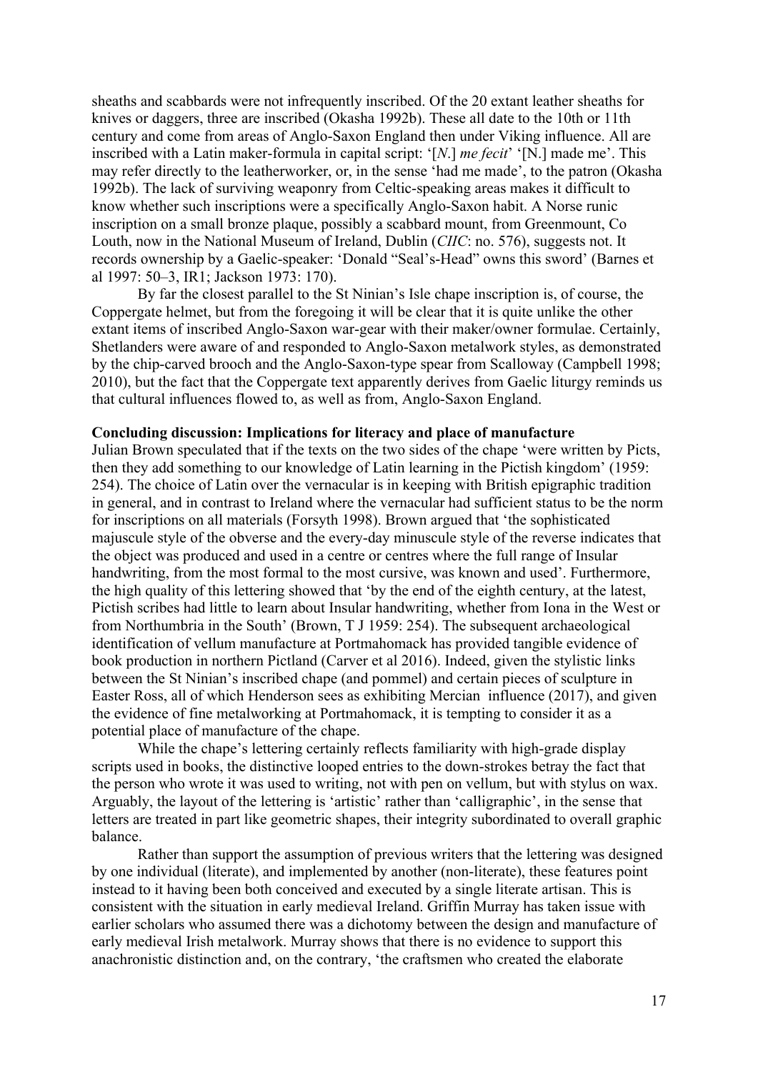sheaths and scabbards were not infrequently inscribed. Of the 20 extant leather sheaths for knives or daggers, three are inscribed (Okasha 1992b). These all date to the 10th or 11th century and come from areas of Anglo-Saxon England then under Viking influence. All are inscribed with a Latin maker-formula in capital script: '[*N*.] *me fecit*' '[N.] made me'. This may refer directly to the leatherworker, or, in the sense 'had me made', to the patron (Okasha 1992b). The lack of surviving weaponry from Celtic-speaking areas makes it difficult to know whether such inscriptions were a specifically Anglo-Saxon habit. A Norse runic inscription on a small bronze plaque, possibly a scabbard mount, from Greenmount, Co Louth, now in the National Museum of Ireland, Dublin (*CIIC*: no. 576), suggests not. It records ownership by a Gaelic-speaker: 'Donald "Seal's-Head" owns this sword' (Barnes et al 1997: 50–3, IR1; Jackson 1973: 170).

By far the closest parallel to the St Ninian's Isle chape inscription is, of course, the Coppergate helmet, but from the foregoing it will be clear that it is quite unlike the other extant items of inscribed Anglo-Saxon war-gear with their maker/owner formulae. Certainly, Shetlanders were aware of and responded to Anglo-Saxon metalwork styles, as demonstrated by the chip-carved brooch and the Anglo-Saxon-type spear from Scalloway (Campbell 1998; 2010), but the fact that the Coppergate text apparently derives from Gaelic liturgy reminds us that cultural influences flowed to, as well as from, Anglo-Saxon England.

**Concluding discussion: Implications for literacy and place of manufacture**

Julian Brown speculated that if the texts on the two sides of the chape 'were written by Picts, then they add something to our knowledge of Latin learning in the Pictish kingdom' (1959: 254). The choice of Latin over the vernacular is in keeping with British epigraphic tradition in general, and in contrast to Ireland where the vernacular had sufficient status to be the norm for inscriptions on all materials (Forsyth 1998). Brown argued that 'the sophisticated majuscule style of the obverse and the every-day minuscule style of the reverse indicates that the object was produced and used in a centre or centres where the full range of Insular handwriting, from the most formal to the most cursive, was known and used'. Furthermore, the high quality of this lettering showed that 'by the end of the eighth century, at the latest, Pictish scribes had little to learn about Insular handwriting, whether from Iona in the West or from Northumbria in the South' (Brown, T J 1959: 254). The subsequent archaeological identification of vellum manufacture at Portmahomack has provided tangible evidence of book production in northern Pictland (Carver et al 2016). Indeed, given the stylistic links between the St Ninian's inscribed chape (and pommel) and certain pieces of sculpture in Easter Ross, all of which Henderson sees as exhibiting Mercian influence (2017), and given the evidence of fine metalworking at Portmahomack, it is tempting to consider it as a potential place of manufacture of the chape.

While the chape's lettering certainly reflects familiarity with high-grade display scripts used in books, the distinctive looped entries to the down-strokes betray the fact that the person who wrote it was used to writing, not with pen on vellum, but with stylus on wax. Arguably, the layout of the lettering is 'artistic' rather than 'calligraphic', in the sense that letters are treated in part like geometric shapes, their integrity subordinated to overall graphic balance.

Rather than support the assumption of previous writers that the lettering was designed by one individual (literate), and implemented by another (non-literate), these features point instead to it having been both conceived and executed by a single literate artisan. This is consistent with the situation in early medieval Ireland. Griffin Murray has taken issue with earlier scholars who assumed there was a dichotomy between the design and manufacture of early medieval Irish metalwork. Murray shows that there is no evidence to support this anachronistic distinction and, on the contrary, 'the craftsmen who created the elaborate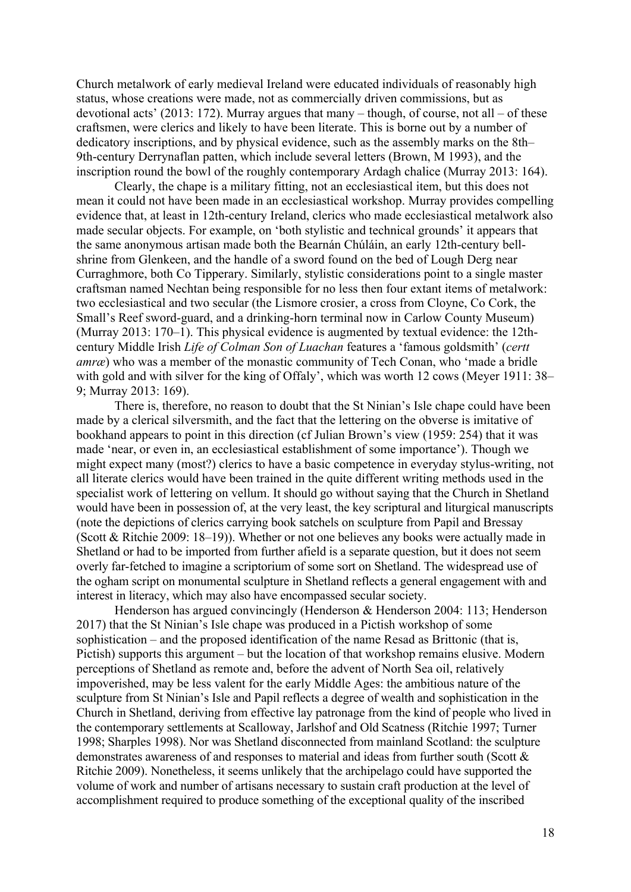Church metalwork of early medieval Ireland were educated individuals of reasonably high status, whose creations were made, not as commercially driven commissions, but as devotional acts' (2013: 172). Murray argues that many – though, of course, not all – of these craftsmen, were clerics and likely to have been literate. This is borne out by a number of dedicatory inscriptions, and by physical evidence, such as the assembly marks on the 8th–9th-century Derrynaflan patten, which include several letters (Brown, M 1993), and the inscription round the bowl of the roughly contemporary Ardagh chalice (Murray 2013: 164).

Clearly, the chape is a military fitting, not an ecclesiastical item, but this does not mean it could not have been made in an ecclesiastical workshop. Murray provides compelling evidence that, at least in 12th-century Ireland, clerics who made ecclesiastical metalwork also made secular objects. For example, on 'both stylistic and technical grounds' it appears that the same anonymous artisan made both the Bearnán Chúláin, an early 12th-century bell-shrine from Glenkeen, and the handle of a sword found on the bed of Lough Derg near Curraghmore, both Co Tipperary. Similarly, stylistic considerations point to a single master craftsman named Nechtan being responsible for no less then four extant items of metalwork: two ecclesiastical and two secular (the Lismore crosier, a cross from Cloyne, Co Cork, the Small's Reef sword-guard, and a drinking-horn terminal now in Carlow County Museum) (Murray 2013: 170–1). This physical evidence is augmented by textual evidence: the 12th-century Middle Irish *Life of Colman Son of Luachan* features a 'famous goldsmith' (*certt amræ*) who was a member of the monastic community of Tech Conan, who 'made a bridle with gold and with silver for the king of Offaly', which was worth 12 cows (Meyer 1911: 38–9; Murray 2013: 169).

There is, therefore, no reason to doubt that the St Ninian's Isle chape could have been made by a clerical silversmith, and the fact that the lettering on the obverse is imitative of bookhand appears to point in this direction (cf Julian Brown's view (1959: 254) that it was made 'near, or even in, an ecclesiastical establishment of some importance'). Though we might expect many (most?) clerics to have a basic competence in everyday stylus-writing, not all literate clerics would have been trained in the quite different writing methods used in the specialist work of lettering on vellum. It should go without saying that the Church in Shetland would have been in possession of, at the very least, the key scriptural and liturgical manuscripts (note the depictions of clerics carrying book satchels on sculpture from Papil and Bressay (Scott & Ritchie 2009: 18–19)). Whether or not one believes any books were actually made in Shetland or had to be imported from further afield is a separate question, but it does not seem overly far-fetched to imagine a scriptorium of some sort on Shetland. The widespread use of the ogham script on monumental sculpture in Shetland reflects a general engagement with and interest in literacy, which may also have encompassed secular society.

Henderson has argued convincingly (Henderson & Henderson 2004: 113; Henderson 2017) that the St Ninian's Isle chape was produced in a Pictish workshop of some sophistication – and the proposed identification of the name Resad as Brittonic (that is, Pictish) supports this argument – but the location of that workshop remains elusive. Modern perceptions of Shetland as remote and, before the advent of North Sea oil, relatively impoverished, may be less valent for the early Middle Ages: the ambitious nature of the sculpture from St Ninian's Isle and Papil reflects a degree of wealth and sophistication in the Church in Shetland, deriving from effective lay patronage from the kind of people who lived in the contemporary settlements at Scalloway, Jarlshof and Old Scatness (Ritchie 1997; Turner 1998; Sharples 1998). Nor was Shetland disconnected from mainland Scotland: the sculpture demonstrates awareness of and responses to material and ideas from further south (Scott & Ritchie 2009). Nonetheless, it seems unlikely that the archipelago could have supported the volume of work and number of artisans necessary to sustain craft production at the level of accomplishment required to produce something of the exceptional quality of the inscribed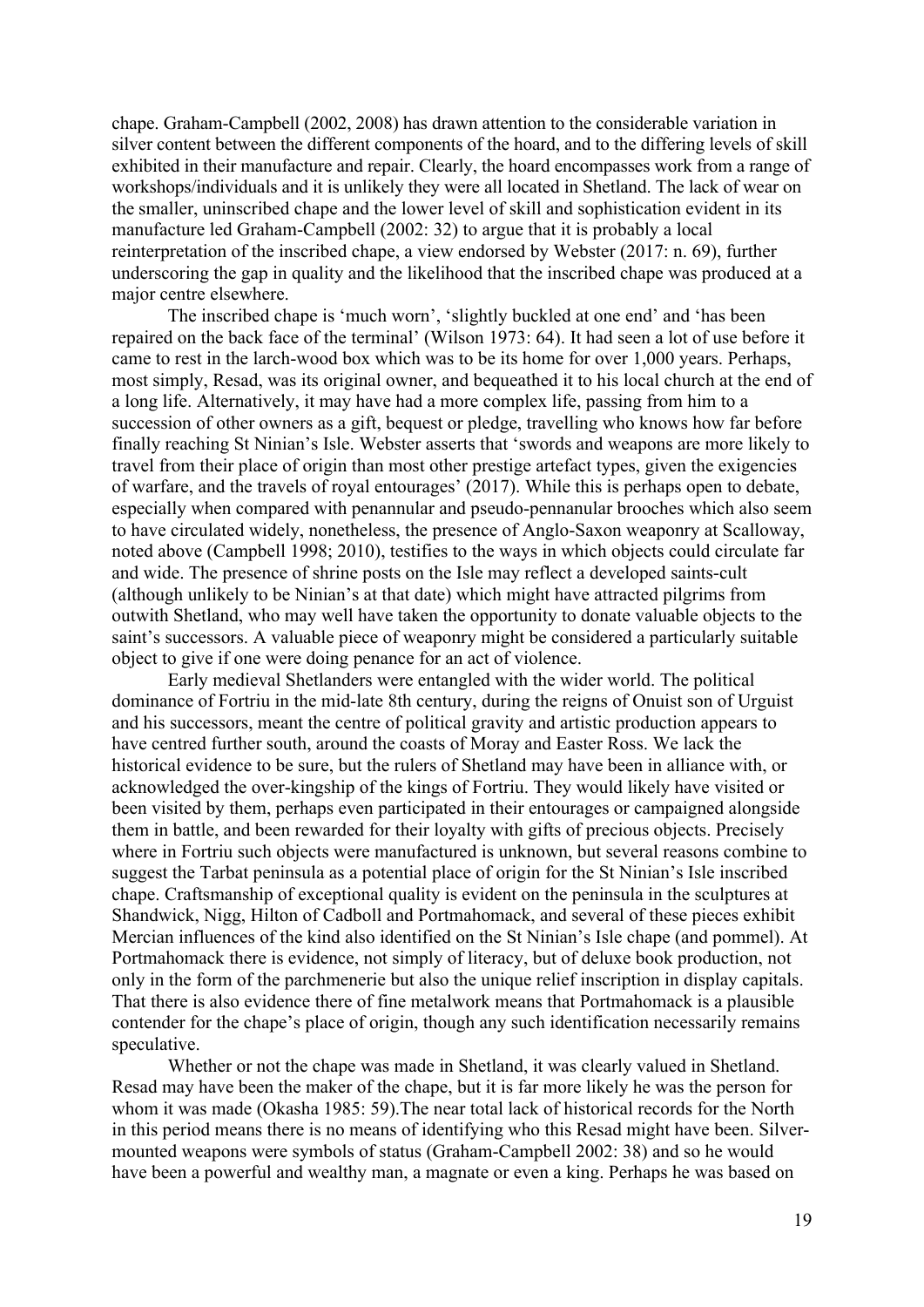chape. Graham-Campbell (2002, 2008) has drawn attention to the considerable variation in silver content between the different components of the hoard, and to the differing levels of skill exhibited in their manufacture and repair. Clearly, the hoard encompasses work from a range of workshops/individuals and it is unlikely they were all located in Shetland. The lack of wear on the smaller, uninscribed chape and the lower level of skill and sophistication evident in its manufacture led Graham-Campbell (2002: 32) to argue that it is probably a local reinterpretation of the inscribed chape, a view endorsed by Webster (2017: n. 69), further underscoring the gap in quality and the likelihood that the inscribed chape was produced at a major centre elsewhere.

The inscribed chape is 'much worn', 'slightly buckled at one end' and 'has been repaired on the back face of the terminal' (Wilson 1973: 64). It had seen a lot of use before it came to rest in the larch-wood box which was to be its home for over 1,000 years. Perhaps, most simply, Resad, was its original owner, and bequeathed it to his local church at the end of a long life. Alternatively, it may have had a more complex life, passing from him to a succession of other owners as a gift, bequest or pledge, travelling who knows how far before finally reaching St Ninian's Isle. Webster asserts that 'swords and weapons are more likely to travel from their place of origin than most other prestige artefact types, given the exigencies of warfare, and the travels of royal entourages' (2017). While this is perhaps open to debate, especially when compared with penannular and pseudo-pennanular brooches which also seem to have circulated widely, nonetheless, the presence of Anglo-Saxon weaponry at Scalloway, noted above (Campbell 1998; 2010), testifies to the ways in which objects could circulate far and wide. The presence of shrine posts on the Isle may reflect a developed saints-cult (although unlikely to be Ninian's at that date) which might have attracted pilgrims from outwith Shetland, who may well have taken the opportunity to donate valuable objects to the saint's successors. A valuable piece of weaponry might be considered a particularly suitable object to give if one were doing penance for an act of violence.

Early medieval Shetlanders were entangled with the wider world. The political dominance of Fortriu in the mid-late 8th century, during the reigns of Onuist son of Urguist and his successors, meant the centre of political gravity and artistic production appears to have centred further south, around the coasts of Moray and Easter Ross. We lack the historical evidence to be sure, but the rulers of Shetland may have been in alliance with, or acknowledged the over-kingship of the kings of Fortriu. They would likely have visited or been visited by them, perhaps even participated in their entourages or campaigned alongside them in battle, and been rewarded for their loyalty with gifts of precious objects. Precisely where in Fortriu such objects were manufactured is unknown, but several reasons combine to suggest the Tarbat peninsula as a potential place of origin for the St Ninian's Isle inscribed chape. Craftsmanship of exceptional quality is evident on the peninsula in the sculptures at Shandwick, Nigg, Hilton of Cadboll and Portmahomack, and several of these pieces exhibit Mercian influences of the kind also identified on the St Ninian's Isle chape (and pommel). At Portmahomack there is evidence, not simply of literacy, but of deluxe book production, not only in the form of the parchmenerie but also the unique relief inscription in display capitals. That there is also evidence there of fine metalwork means that Portmahomack is a plausible contender for the chape's place of origin, though any such identification necessarily remains speculative.

Whether or not the chape was made in Shetland, it was clearly valued in Shetland. Resad may have been the maker of the chape, but it is far more likely he was the person for whom it was made (Okasha 1985: 59).The near total lack of historical records for the North in this period means there is no means of identifying who this Resad might have been. Silver-mounted weapons were symbols of status (Graham-Campbell 2002: 38) and so he would have been a powerful and wealthy man, a magnate or even a king. Perhaps he was based on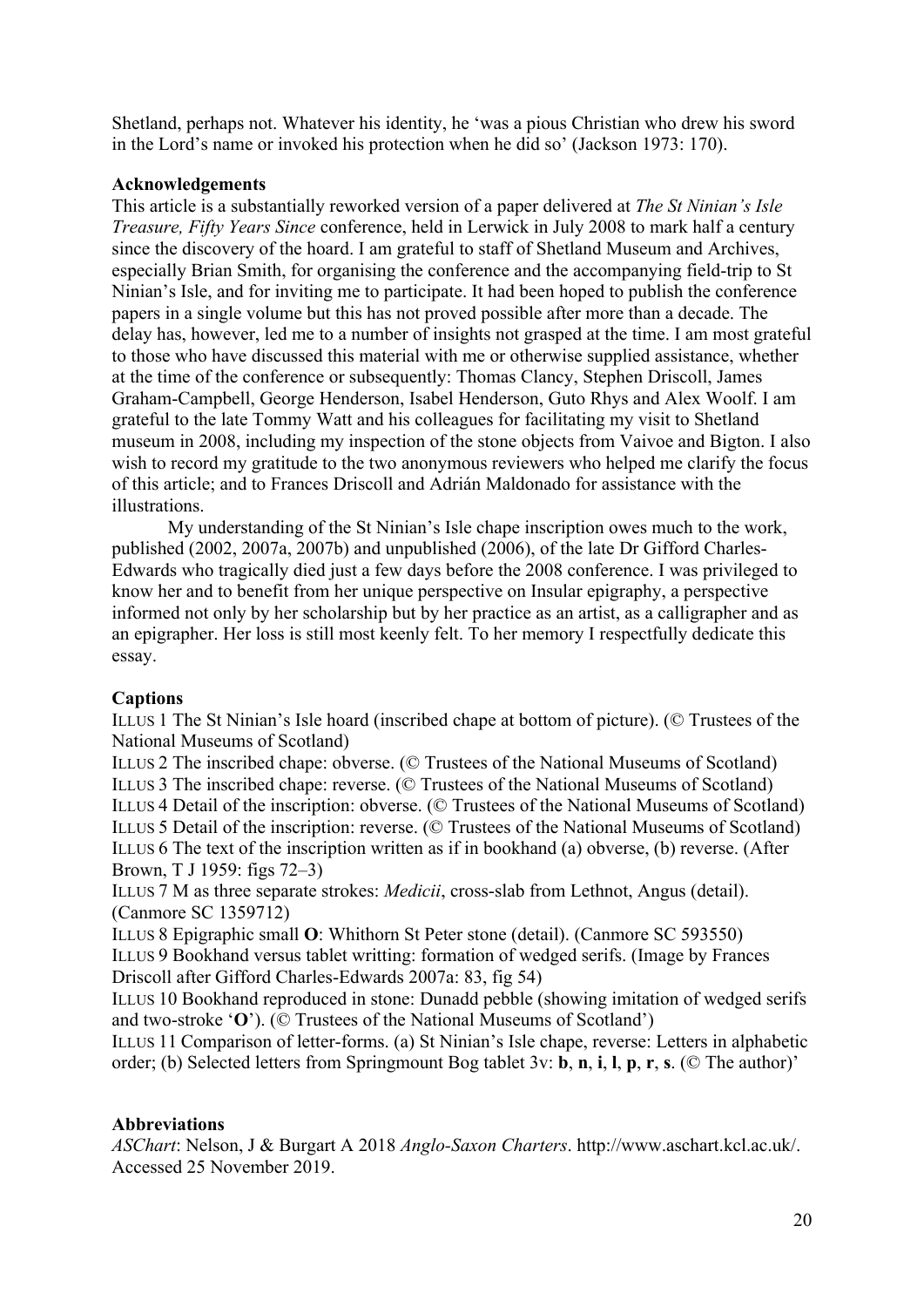Shetland, perhaps not. Whatever his identity, he 'was a pious Christian who drew his sword in the Lord's name or invoked his protection when he did so' (Jackson 1973: 170).

## Acknowledgements

This article is a substantially reworked version of a paper delivered at *The St Ninian's Isle Treasure, Fifty Years Since* conference, held in Lerwick in July 2008 to mark half a century since the discovery of the hoard. I am grateful to staff of Shetland Museum and Archives, especially Brian Smith, for organising the conference and the accompanying field-trip to St Ninian's Isle, and for inviting me to participate. It had been hoped to publish the conference papers in a single volume but this has not proved possible after more than a decade. The delay has, however, led me to a number of insights not grasped at the time. I am most grateful to those who have discussed this material with me or otherwise supplied assistance, whether at the time of the conference or subsequently: Thomas Clancy, Stephen Driscoll, James Graham-Campbell, George Henderson, Isabel Henderson, Guto Rhys and Alex Woolf. I am grateful to the late Tommy Watt and his colleagues for facilitating my visit to Shetland museum in 2008, including my inspection of the stone objects from Vaivoe and Bigton. I also wish to record my gratitude to the two anonymous reviewers who helped me clarify the focus of this article; and to Frances Driscoll and Adrián Maldonado for assistance with the illustrations.

My understanding of the St Ninian's Isle chape inscription owes much to the work, published (2002, 2007a, 2007b) and unpublished (2006), of the late Dr Gifford Charles-Edwards who tragically died just a few days before the 2008 conference. I was privileged to know her and to benefit from her unique perspective on Insular epigraphy, a perspective informed not only by her scholarship but by her practice as an artist, as a calligrapher and as an epigrapher. Her loss is still most keenly felt. To her memory I respectfully dedicate this essay.

## Captions

ILLUS 1 The St Ninian's Isle hoard (inscribed chape at bottom of picture). (© Trustees of the National Museums of Scotland)

ILLUS 2 The inscribed chape: obverse. (© Trustees of the National Museums of Scotland)

ILLUS 3 The inscribed chape: reverse. (© Trustees of the National Museums of Scotland)

ILLUS 4 Detail of the inscription: obverse. (© Trustees of the National Museums of Scotland)

ILLUS 5 Detail of the inscription: reverse. (© Trustees of the National Museums of Scotland)

ILLUS 6 The text of the inscription written as if in bookhand (a) obverse, (b) reverse. (After Brown, T J 1959: figs 72–3)

ILLUS 7 M as three separate strokes: *Medicii*, cross-slab from Lethnot, Angus (detail). (Canmore SC 1359712)

ILLUS 8 Epigraphic small **O**: Whithorn St Peter stone (detail). (Canmore SC 593550)

ILLUS 9 Bookhand versus tablet writting: formation of wedged serifs. (Image by Frances Driscoll after Gifford Charles-Edwards 2007a: 83, fig 54)

ILLUS 10 Bookhand reproduced in stone: Dunadd pebble (showing imitation of wedged serifs and two-stroke '**O**'). (© Trustees of the National Museums of Scotland')

ILLUS 11 Comparison of letter-forms. (a) St Ninian's Isle chape, reverse: Letters in alphabetic order; (b) Selected letters from Springmount Bog tablet 3v: **b**, **n**, **i**, **l**, **p**, **r**, **s**. (© The author)'

## Abbreviations

*ASChart*: Nelson, J & Burgart A 2018 *Anglo-Saxon Charters*. http://www.aschart.kcl.ac.uk/. Accessed 25 November 2019.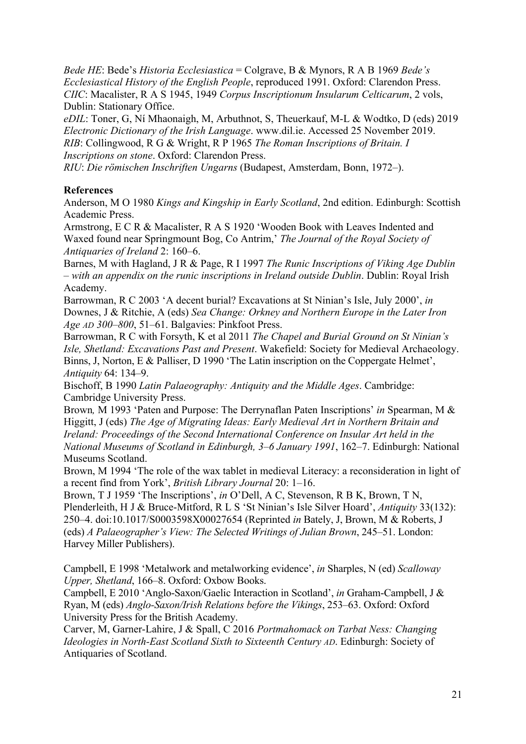*Bede HE*: Bede's *Historia Ecclesiastica* = Colgrave, B & Mynors, R A B 1969 *Bede's Ecclesiastical History of the English People*, reproduced 1991. Oxford: Clarendon Press.
*CIIC*: Macalister, R A S 1945, 1949 *Corpus Inscriptionum Insularum Celticarum*, 2 vols, Dublin: Stationary Office.
*eDIL*: Toner, G, Ní Mhaonaigh, M, Arbuthnot, S, Theuerkauf, M-L & Wodtko, D (eds) 2019 *Electronic Dictionary of the Irish Language*. www.dil.ie. Accessed 25 November 2019.
*RIB*: Collingwood, R G & Wright, R P 1965 *The Roman Inscriptions of Britain. I Inscriptions on stone*. Oxford: Clarendon Press.
*RIU*: *Die römischen Inschriften Ungarns* (Budapest, Amsterdam, Bonn, 1972–).

**References**

Anderson, M O 1980 *Kings and Kingship in Early Scotland*, 2nd edition. Edinburgh: Scottish Academic Press.

Armstrong, E C R & Macalister, R A S 1920 'Wooden Book with Leaves Indented and Waxed found near Springmount Bog, Co Antrim,' *The Journal of the Royal Society of Antiquaries of Ireland* 2: 160–6.

Barnes, M with Hagland, J R & Page, R I 1997 *The Runic Inscriptions of Viking Age Dublin – with an appendix on the runic inscriptions in Ireland outside Dublin*. Dublin: Royal Irish Academy.

Barrowman, R C 2003 'A decent burial? Excavations at St Ninian's Isle, July 2000', *in* Downes, J & Ritchie, A (eds) *Sea Change: Orkney and Northern Europe in the Later Iron Age AD 300–800*, 51–61. Balgavies: Pinkfoot Press.

Barrowman, R C with Forsyth, K et al 2011 *The Chapel and Burial Ground on St Ninian's Isle, Shetland: Excavations Past and Present*. Wakefield: Society for Medieval Archaeology.

Binns, J, Norton, E & Palliser, D 1990 'The Latin inscription on the Coppergate Helmet', *Antiquity* 64: 134–9.

Bischoff, B 1990 *Latin Palaeography: Antiquity and the Middle Ages*. Cambridge: Cambridge University Press.

Brown, M 1993 'Paten and Purpose: The Derrynaflan Paten Inscriptions' *in* Spearman, M & Higgitt, J (eds) *The Age of Migrating Ideas: Early Medieval Art in Northern Britain and Ireland: Proceedings of the Second International Conference on Insular Art held in the National Museums of Scotland in Edinburgh, 3–6 January 1991*, 162–7. Edinburgh: National Museums Scotland.

Brown, M 1994 'The role of the wax tablet in medieval Literacy: a reconsideration in light of a recent find from York', *British Library Journal* 20: 1–16.

Brown, T J 1959 'The Inscriptions', *in* O'Dell, A C, Stevenson, R B K, Brown, T N, Plenderleith, H J & Bruce-Mitford, R L S 'St Ninian's Isle Silver Hoard', *Antiquity* 33(132): 250–4. doi:10.1017/S0003598X00027654 (Reprinted *in* Bately, J, Brown, M & Roberts, J (eds) *A Palaeographer's View: The Selected Writings of Julian Brown*, 245–51. London: Harvey Miller Publishers).

Campbell, E 1998 'Metalwork and metalworking evidence', *in* Sharples, N (ed) *Scalloway Upper, Shetland*, 166–8. Oxford: Oxbow Books.

Campbell, E 2010 'Anglo-Saxon/Gaelic Interaction in Scotland', *in* Graham-Campbell, J & Ryan, M (eds) *Anglo-Saxon/Irish Relations before the Vikings*, 253–63. Oxford: Oxford University Press for the British Academy.

Carver, M, Garner-Lahire, J & Spall, C 2016 *Portmahomack on Tarbat Ness: Changing Ideologies in North-East Scotland Sixth to Sixteenth Century AD*. Edinburgh: Society of Antiquaries of Scotland.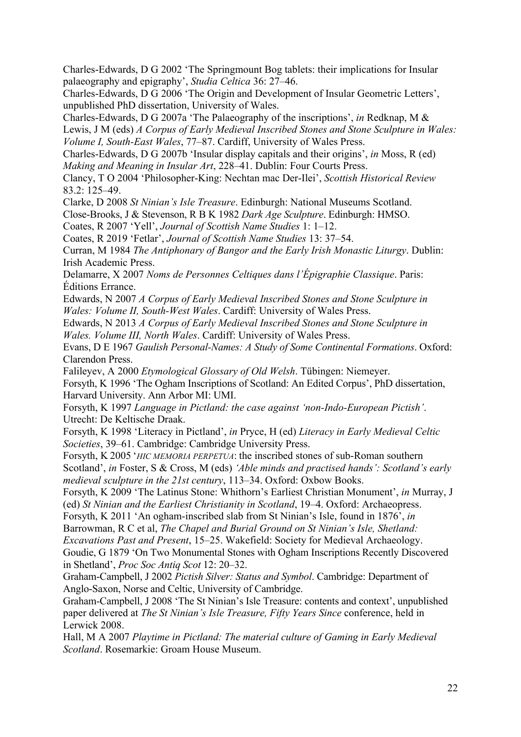Charles-Edwards, D G 2002 'The Springmount Bog tablets: their implications for Insular palaeography and epigraphy', *Studia Celtica* 36: 27–46.

Charles-Edwards, D G 2006 'The Origin and Development of Insular Geometric Letters', unpublished PhD dissertation, University of Wales.

Charles-Edwards, D G 2007a 'The Palaeography of the inscriptions', *in* Redknap, M & Lewis, J M (eds) *A Corpus of Early Medieval Inscribed Stones and Stone Sculpture in Wales: Volume I, South-East Wales*, 77–87. Cardiff, University of Wales Press.

Charles-Edwards, D G 2007b 'Insular display capitals and their origins', *in* Moss, R (ed) *Making and Meaning in Insular Art*, 228–41. Dublin: Four Courts Press.

Clancy, T O 2004 'Philosopher-King: Nechtan mac Der-Ilei', *Scottish Historical Review* 83.2: 125–49.

Clarke, D 2008 *St Ninian's Isle Treasure*. Edinburgh: National Museums Scotland.

Close-Brooks, J & Stevenson, R B K 1982 *Dark Age Sculpture*. Edinburgh: HMSO.

Coates, R 2007 'Yell', *Journal of Scottish Name Studies* 1: 1–12.

Coates, R 2019 'Fetlar', *Journal of Scottish Name Studies* 13: 37–54.

Curran, M 1984 *The Antiphonary of Bangor and the Early Irish Monastic Liturgy*. Dublin: Irish Academic Press.

Delamarre, X 2007 *Noms de Personnes Celtiques dans l'Épigraphie Classique*. Paris: Éditions Errance.

Edwards, N 2007 *A Corpus of Early Medieval Inscribed Stones and Stone Sculpture in Wales: Volume II, South-West Wales*. Cardiff: University of Wales Press.

Edwards, N 2013 *A Corpus of Early Medieval Inscribed Stones and Stone Sculpture in Wales. Volume III, North Wales*. Cardiff: University of Wales Press.

Evans, D E 1967 *Gaulish Personal-Names: A Study of Some Continental Formations*. Oxford: Clarendon Press.

Falileyev, A 2000 *Etymological Glossary of Old Welsh*. Tübingen: Niemeyer.

Forsyth, K 1996 'The Ogham Inscriptions of Scotland: An Edited Corpus', PhD dissertation, Harvard University. Ann Arbor MI: UMI.

Forsyth, K 1997 *Language in Pictland: the case against 'non-Indo-European Pictish'*. Utrecht: De Keltische Draak.

Forsyth, K 1998 'Literacy in Pictland', *in* Pryce, H (ed) *Literacy in Early Medieval Celtic Societies*, 39–61. Cambridge: Cambridge University Press.

Forsyth, K 2005 '*HIC MEMORIA PERPETUA*: the inscribed stones of sub-Roman southern Scotland', *in* Foster, S & Cross, M (eds) *'Able minds and practised hands': Scotland's early medieval sculpture in the 21st century*, 113–34. Oxford: Oxbow Books.

Forsyth, K 2009 'The Latinus Stone: Whithorn's Earliest Christian Monument', *in* Murray, J (ed) *St Ninian and the Earliest Christianity in Scotland*, 19–4. Oxford: Archaeopress.

Forsyth, K 2011 'An ogham-inscribed slab from St Ninian's Isle, found in 1876', *in* Barrowman, R C et al, *The Chapel and Burial Ground on St Ninian's Isle, Shetland: Excavations Past and Present*, 15–25. Wakefield: Society for Medieval Archaeology.

Goudie, G 1879 'On Two Monumental Stones with Ogham Inscriptions Recently Discovered in Shetland', *Proc Soc Antiq Scot* 12: 20–32.

Graham-Campbell, J 2002 *Pictish Silver: Status and Symbol*. Cambridge: Department of Anglo-Saxon, Norse and Celtic, University of Cambridge.

Graham-Campbell, J 2008 'The St Ninian's Isle Treasure: contents and context', unpublished paper delivered at *The St Ninian's Isle Treasure, Fifty Years Since* conference, held in Lerwick 2008.

Hall, M A 2007 *Playtime in Pictland: The material culture of Gaming in Early Medieval Scotland*. Rosemarkie: Groam House Museum.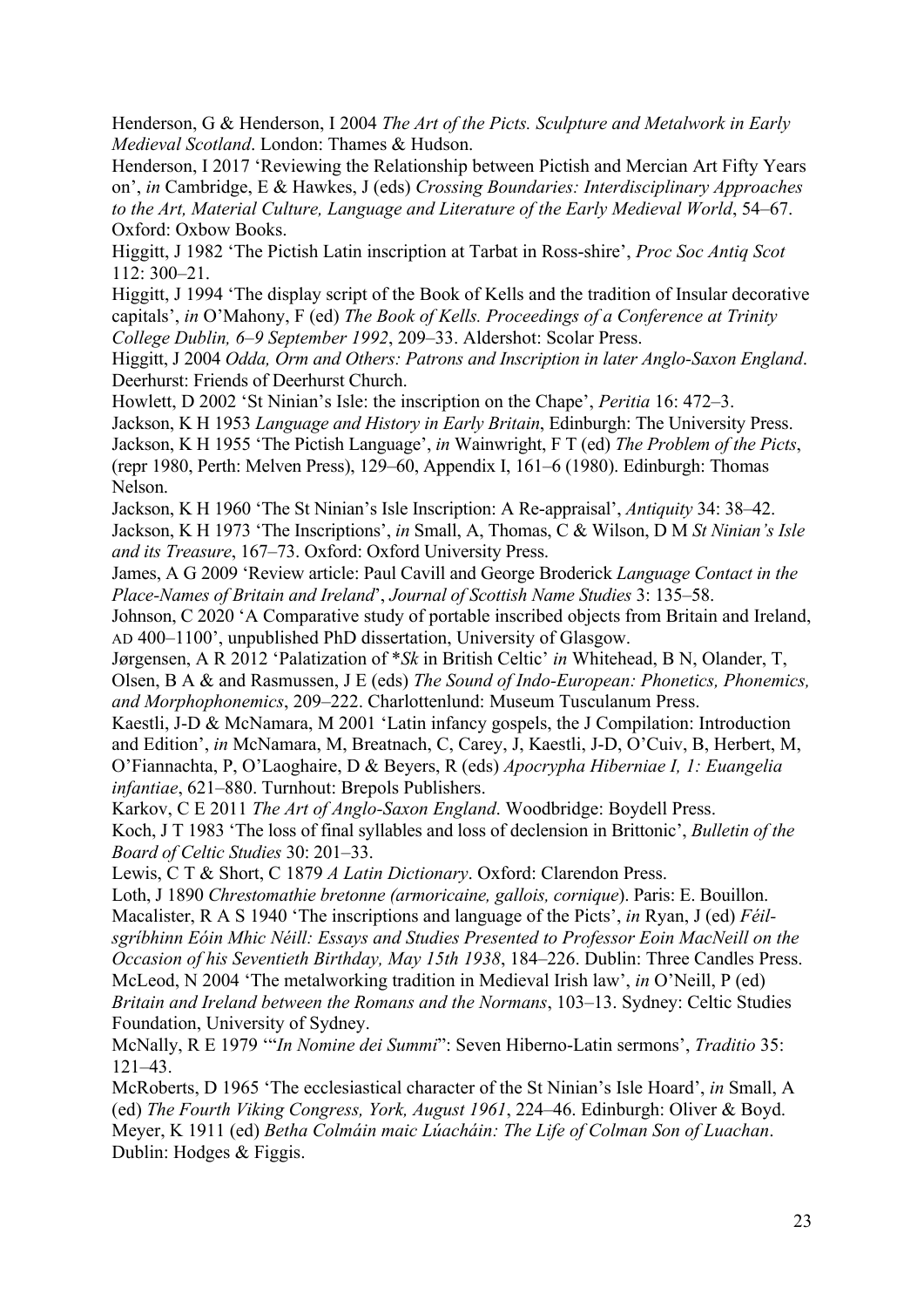Henderson, G & Henderson, I 2004 *The Art of the Picts. Sculpture and Metalwork in Early Medieval Scotland*. London: Thames & Hudson.

Henderson, I 2017 'Reviewing the Relationship between Pictish and Mercian Art Fifty Years on', *in* Cambridge, E & Hawkes, J (eds) *Crossing Boundaries: Interdisciplinary Approaches to the Art, Material Culture, Language and Literature of the Early Medieval World*, 54–67. Oxford: Oxbow Books.

Higgitt, J 1982 'The Pictish Latin inscription at Tarbat in Ross-shire', *Proc Soc Antiq Scot* 112: 300–21.

Higgitt, J 1994 'The display script of the Book of Kells and the tradition of Insular decorative capitals', *in* O'Mahony, F (ed) *The Book of Kells. Proceedings of a Conference at Trinity College Dublin, 6–9 September 1992*, 209–33. Aldershot: Scolar Press.

Higgitt, J 2004 *Odda, Orm and Others: Patrons and Inscription in later Anglo-Saxon England*. Deerhurst: Friends of Deerhurst Church.

Howlett, D 2002 'St Ninian's Isle: the inscription on the Chape', *Peritia* 16: 472–3.

Jackson, K H 1953 *Language and History in Early Britain*, Edinburgh: The University Press.

Jackson, K H 1955 'The Pictish Language', *in* Wainwright, F T (ed) *The Problem of the Picts*, (repr 1980, Perth: Melven Press), 129–60, Appendix I, 161–6 (1980). Edinburgh: Thomas Nelson.

Jackson, K H 1960 'The St Ninian's Isle Inscription: A Re-appraisal', *Antiquity* 34: 38–42.

Jackson, K H 1973 'The Inscriptions', *in* Small, A, Thomas, C & Wilson, D M *St Ninian's Isle and its Treasure*, 167–73. Oxford: Oxford University Press.

James, A G 2009 'Review article: Paul Cavill and George Broderick *Language Contact in the Place-Names of Britain and Ireland*', *Journal of Scottish Name Studies* 3: 135–58.

Johnson, C 2020 'A Comparative study of portable inscribed objects from Britain and Ireland, AD 400–1100', unpublished PhD dissertation, University of Glasgow.

Jørgensen, A R 2012 'Palatization of *\*Sk* in British Celtic' *in* Whitehead, B N, Olander, T, Olsen, B A & and Rasmussen, J E (eds) *The Sound of Indo-European: Phonetics, Phonemics, and Morphophonemics*, 209–222. Charlottenlund: Museum Tusculanum Press.

Kaestli, J-D & McNamara, M 2001 'Latin infancy gospels, the J Compilation: Introduction and Edition', *in* McNamara, M, Breatnach, C, Carey, J, Kaestli, J-D, O'Cuiv, B, Herbert, M, O'Fiannachta, P, O'Laoghaire, D & Beyers, R (eds) *Apocrypha Hiberniae I, 1: Euangelia infantiae*, 621–880. Turnhout: Brepols Publishers.

Karkov, C E 2011 *The Art of Anglo-Saxon England*. Woodbridge: Boydell Press.

Koch, J T 1983 'The loss of final syllables and loss of declension in Brittonic', *Bulletin of the Board of Celtic Studies* 30: 201–33.

Lewis, C T & Short, C 1879 *A Latin Dictionary*. Oxford: Clarendon Press.

Loth, J 1890 *Chrestomathie bretonne (armoricaine, gallois, cornique)*. Paris: E. Bouillon.

Macalister, R A S 1940 'The inscriptions and language of the Picts', *in* Ryan, J (ed) *Féil-sgríbhinn Eóin Mhic Néill: Essays and Studies Presented to Professor Eoin MacNeill on the Occasion of his Seventieth Birthday, May 15th 1938*, 184–226. Dublin: Three Candles Press.

McLeod, N 2004 'The metalworking tradition in Medieval Irish law', *in* O'Neill, P (ed) *Britain and Ireland between the Romans and the Normans*, 103–13. Sydney: Celtic Studies Foundation, University of Sydney.

McNally, R E 1979 '"*In Nomine dei Summi*": Seven Hiberno-Latin sermons', *Traditio* 35: 121–43.

McRoberts, D 1965 'The ecclesiastical character of the St Ninian's Isle Hoard', *in* Small, A (ed) *The Fourth Viking Congress, York, August 1961*, 224–46. Edinburgh: Oliver & Boyd.

Meyer, K 1911 (ed) *Betha Colmáin maic Lúacháin: The Life of Colman Son of Luachan*. Dublin: Hodges & Figgis.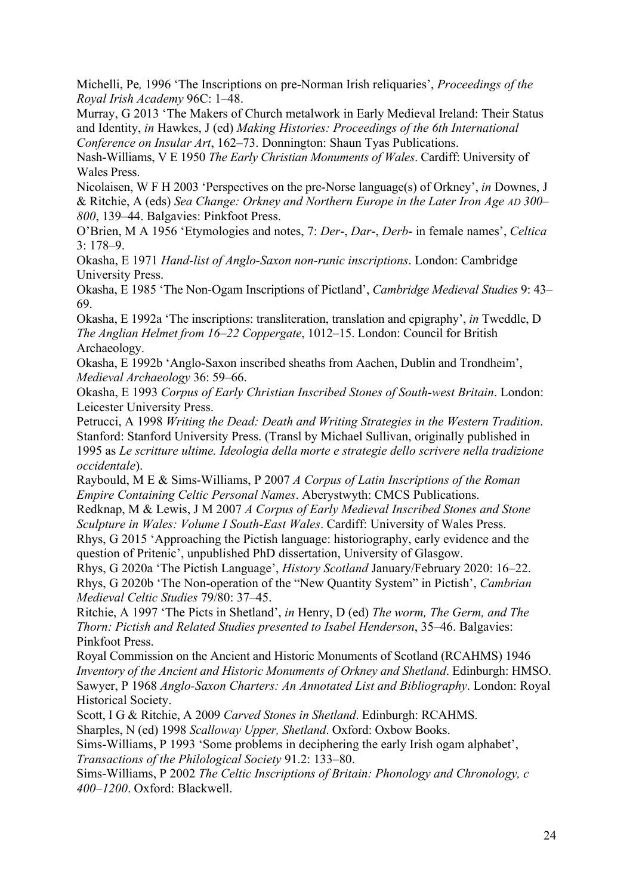Michelli, Pe*,* 1996 'The Inscriptions on pre-Norman Irish reliquaries', *Proceedings of the Royal Irish Academy* 96C: 1–48.

Murray, G 2013 'The Makers of Church metalwork in Early Medieval Ireland: Their Status and Identity, *in* Hawkes, J (ed) *Making Histories: Proceedings of the 6th International Conference on Insular Art*, 162–73. Donnington: Shaun Tyas Publications.

Nash-Williams, V E 1950 *The Early Christian Monuments of Wales*. Cardiff: University of Wales Press.

Nicolaisen, W F H 2003 'Perspectives on the pre-Norse language(s) of Orkney', *in* Downes, J & Ritchie, A (eds) *Sea Change: Orkney and Northern Europe in the Later Iron Age AD 300–800*, 139–44. Balgavies: Pinkfoot Press.

O'Brien, M A 1956 'Etymologies and notes, 7: *Der*-, *Dar*-, *Derb*- in female names', *Celtica* 3: 178–9.

Okasha, E 1971 *Hand-list of Anglo-Saxon non-runic inscriptions*. London: Cambridge University Press.

Okasha, E 1985 'The Non-Ogam Inscriptions of Pictland', *Cambridge Medieval Studies* 9: 43–69.

Okasha, E 1992a 'The inscriptions: transliteration, translation and epigraphy', *in* Tweddle, D *The Anglian Helmet from 16–22 Coppergate*, 1012–15. London: Council for British Archaeology.

Okasha, E 1992b 'Anglo-Saxon inscribed sheaths from Aachen, Dublin and Trondheim', *Medieval Archaeology* 36: 59–66.

Okasha, E 1993 *Corpus of Early Christian Inscribed Stones of South-west Britain*. London: Leicester University Press.

Petrucci, A 1998 *Writing the Dead: Death and Writing Strategies in the Western Tradition*. Stanford: Stanford University Press. (Transl by Michael Sullivan, originally published in 1995 as *Le scritture ultime. Ideologia della morte e strategie dello scrivere nella tradizione occidentale*).

Raybould, M E & Sims-Williams, P 2007 *A Corpus of Latin Inscriptions of the Roman Empire Containing Celtic Personal Names*. Aberystwyth: CMCS Publications.

Redknap, M & Lewis, J M 2007 *A Corpus of Early Medieval Inscribed Stones and Stone Sculpture in Wales: Volume I South-East Wales*. Cardiff: University of Wales Press.

Rhys, G 2015 'Approaching the Pictish language: historiography, early evidence and the question of Pritenic', unpublished PhD dissertation, University of Glasgow.

Rhys, G 2020a 'The Pictish Language', *History Scotland* January/February 2020: 16–22.

Rhys, G 2020b 'The Non-operation of the "New Quantity System" in Pictish', *Cambrian Medieval Celtic Studies* 79/80: 37–45.

Ritchie, A 1997 'The Picts in Shetland', *in* Henry, D (ed) *The worm, The Germ, and The Thorn: Pictish and Related Studies presented to Isabel Henderson*, 35–46. Balgavies: Pinkfoot Press.

Royal Commission on the Ancient and Historic Monuments of Scotland (RCAHMS) 1946 *Inventory of the Ancient and Historic Monuments of Orkney and Shetland*. Edinburgh: HMSO.

Sawyer, P 1968 *Anglo-Saxon Charters: An Annotated List and Bibliography*. London: Royal Historical Society.

Scott, I G & Ritchie, A 2009 *Carved Stones in Shetland*. Edinburgh: RCAHMS.

Sharples, N (ed) 1998 *Scalloway Upper, Shetland*. Oxford: Oxbow Books.

Sims-Williams, P 1993 'Some problems in deciphering the early Irish ogam alphabet', *Transactions of the Philological Society* 91.2: 133–80.

Sims-Williams, P 2002 *The Celtic Inscriptions of Britain: Phonology and Chronology, c 400–1200*. Oxford: Blackwell.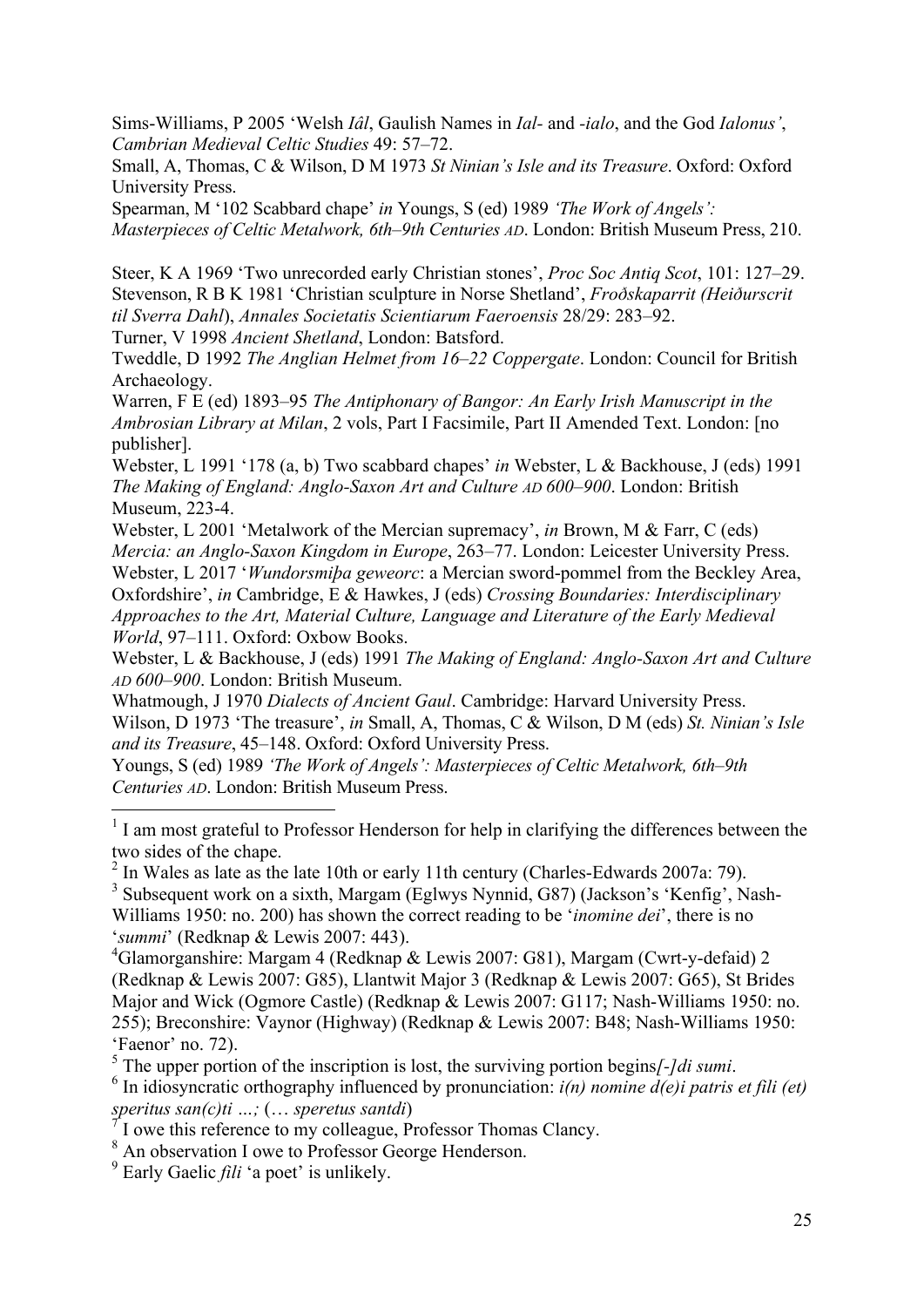Sims-Williams, P 2005 'Welsh *Iâl*, Gaulish Names in *Ial-* and *-ialo*, and the God *Ialonus*', *Cambrian Medieval Celtic Studies* 49: 57–72.

Small, A, Thomas, C & Wilson, D M 1973 *St Ninian's Isle and its Treasure*. Oxford: Oxford University Press.

Spearman, M '102 Scabbard chape' *in* Youngs, S (ed) 1989 *'The Work of Angels': Masterpieces of Celtic Metalwork, 6th–9th Centuries AD*. London: British Museum Press, 210.

Steer, K A 1969 'Two unrecorded early Christian stones', *Proc Soc Antiq Scot*, 101: 127–29.

Stevenson, R B K 1981 'Christian sculpture in Norse Shetland', *Froðskaparrit (Heiðurscrit til Sverra Dahl)*, *Annales Societatis Scientiarum Faeroensis* 28/29: 283–92.

Turner, V 1998 *Ancient Shetland*, London: Batsford.

Tweddle, D 1992 *The Anglian Helmet from 16–22 Coppergate*. London: Council for British Archaeology.

Warren, F E (ed) 1893–95 *The Antiphonary of Bangor: An Early Irish Manuscript in the Ambrosian Library at Milan*, 2 vols, Part I Facsimile, Part II Amended Text. London: [no publisher].

Webster, L 1991 '178 (a, b) Two scabbard chapes' *in* Webster, L & Backhouse, J (eds) 1991 *The Making of England: Anglo-Saxon Art and Culture AD 600–900*. London: British Museum, 223-4.

Webster, L 2001 'Metalwork of the Mercian supremacy', *in* Brown, M & Farr, C (eds) *Mercia: an Anglo-Saxon Kingdom in Europe*, 263–77. London: Leicester University Press.

Webster, L 2017 '*Wundorsmiþa geweorc*: a Mercian sword-pommel from the Beckley Area, Oxfordshire', *in* Cambridge, E & Hawkes, J (eds) *Crossing Boundaries: Interdisciplinary Approaches to the Art, Material Culture, Language and Literature of the Early Medieval World*, 97–111. Oxford: Oxbow Books.

Webster, L & Backhouse, J (eds) 1991 *The Making of England: Anglo-Saxon Art and Culture AD 600–900*. London: British Museum.

Whatmough, J 1970 *Dialects of Ancient Gaul*. Cambridge: Harvard University Press.

Wilson, D 1973 'The treasure', *in* Small, A, Thomas, C & Wilson, D M (eds) *St. Ninian's Isle and its Treasure*, 45–148. Oxford: Oxford University Press.

Youngs, S (ed) 1989 *'The Work of Angels': Masterpieces of Celtic Metalwork, 6th–9th Centuries AD*. London: British Museum Press.

---

[1] I am most grateful to Professor Henderson for help in clarifying the differences between the two sides of the chape.

[2] In Wales as late as the late 10th or early 11th century (Charles-Edwards 2007a: 79).

[3] Subsequent work on a sixth, Margam (Eglwys Nynnid, G87) (Jackson's 'Kenfig', Nash-Williams 1950: no. 200) has shown the correct reading to be '*inomine dei*', there is no '*summi*' (Redknap & Lewis 2007: 443).

[4] Glamorganshire: Margam 4 (Redknap & Lewis 2007: G81), Margam (Cwrt-y-defaid) 2 (Redknap & Lewis 2007: G85), Llantwit Major 3 (Redknap & Lewis 2007: G65), St Brides Major and Wick (Ogmore Castle) (Redknap & Lewis 2007: G117; Nash-Williams 1950: no. 255); Breconshire: Vaynor (Highway) (Redknap & Lewis 2007: B48; Nash-Williams 1950: 'Faenor' no. 72).

[5] The upper portion of the inscription is lost, the surviving portion begins *[-]di sumi*.

[6] In idiosyncratic orthography influenced by pronunciation: *i(n) nomine d(e)i patris et fili (et) speritus san(c)ti …;* (… *speretus santdi*)

[7] I owe this reference to my colleague, Professor Thomas Clancy.

[8] An observation I owe to Professor George Henderson.

[9] Early Gaelic *fili* 'a poet' is unlikely.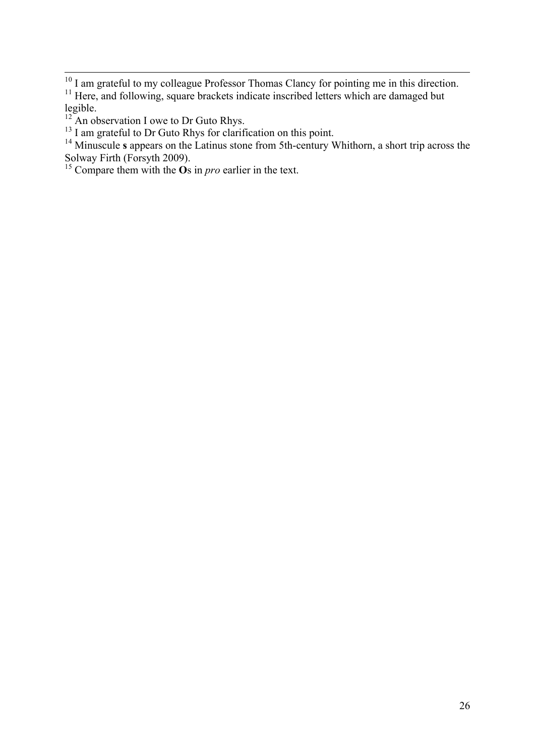[10] I am grateful to my colleague Professor Thomas Clancy for pointing me in this direction.

[11] Here, and following, square brackets indicate inscribed letters which are damaged but legible.

[12] An observation I owe to Dr Guto Rhys.

[13] I am grateful to Dr Guto Rhys for clarification on this point.

[14] Minuscule **s** appears on the Latinus stone from 5th-century Whithorn, a short trip across the Solway Firth (Forsyth 2009).

[15] Compare them with the **O**s in *pro* earlier in the text.